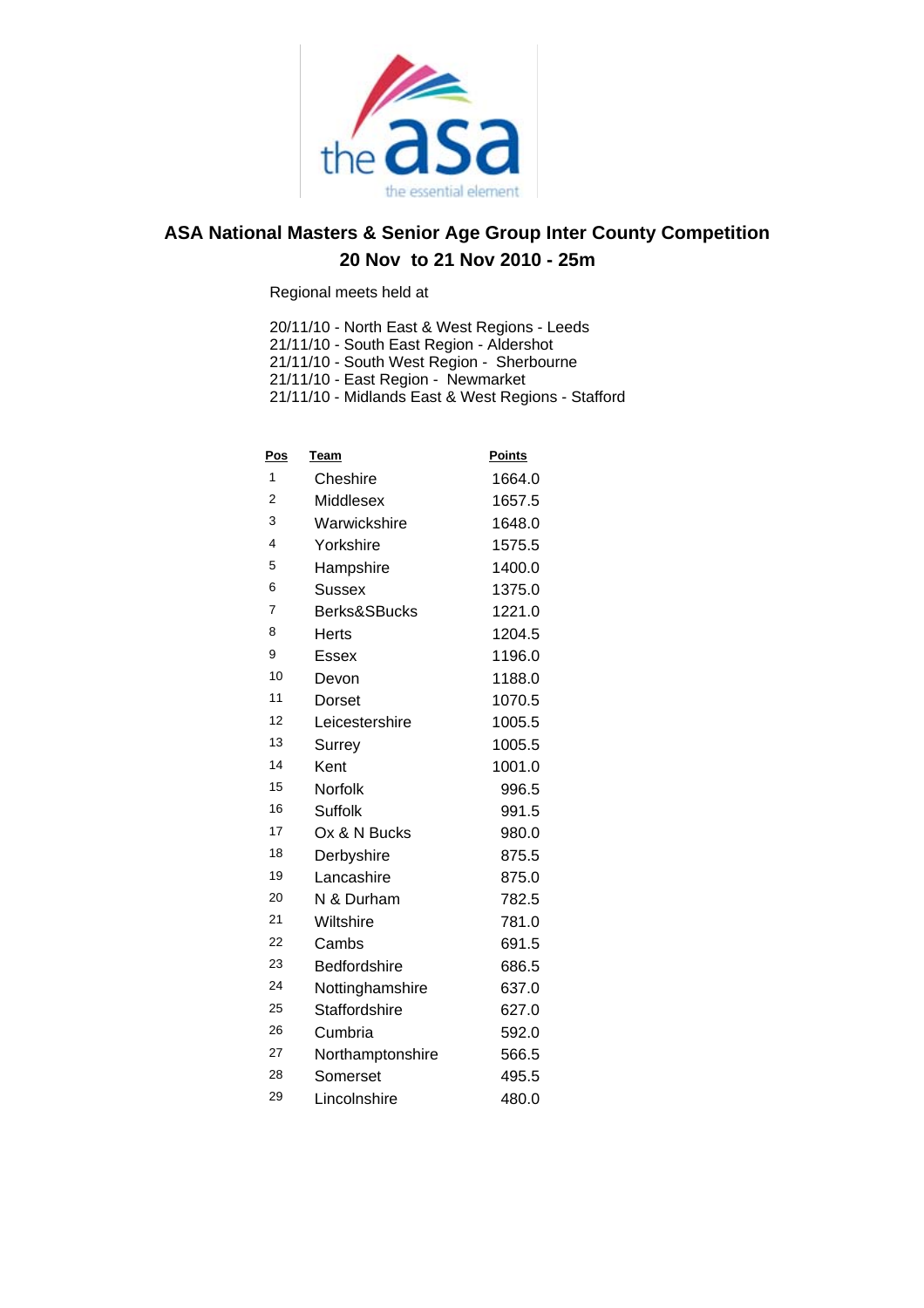# ASA National Masters & Senior Age Group Inter County Competition

## 20 Nov to 21 Nov 2010 - 25m

Regional meets held at

20/11/10 - North East & West Regions - Leeds
21/11/10 - South East Region - Aldershot
21/11/10 - South West Region - Sherbourne
21/11/10 - East Region - Newmarket
21/11/10 - Midlands East & West Regions - Stafford

| Pos | Team | Points |
|---|---|---|
| 1 | Cheshire | 1664.0 |
| 2 | Middlesex | 1657.5 |
| 3 | Warwickshire | 1648.0 |
| 4 | Yorkshire | 1575.5 |
| 5 | Hampshire | 1400.0 |
| 6 | Sussex | 1375.0 |
| 7 | Berks&SBucks | 1221.0 |
| 8 | Herts | 1204.5 |
| 9 | Essex | 1196.0 |
| 10 | Devon | 1188.0 |
| 11 | Dorset | 1070.5 |
| 12 | Leicestershire | 1005.5 |
| 13 | Surrey | 1005.5 |
| 14 | Kent | 1001.0 |
| 15 | Norfolk | 996.5 |
| 16 | Suffolk | 991.5 |
| 17 | Ox & N Bucks | 980.0 |
| 18 | Derbyshire | 875.5 |
| 19 | Lancashire | 875.0 |
| 20 | N & Durham | 782.5 |
| 21 | Wiltshire | 781.0 |
| 22 | Cambs | 691.5 |
| 23 | Bedfordshire | 686.5 |
| 24 | Nottinghamshire | 637.0 |
| 25 | Staffordshire | 627.0 |
| 26 | Cumbria | 592.0 |
| 27 | Northamptonshire | 566.5 |
| 28 | Somerset | 495.5 |
| 29 | Lincolnshire | 480.0 |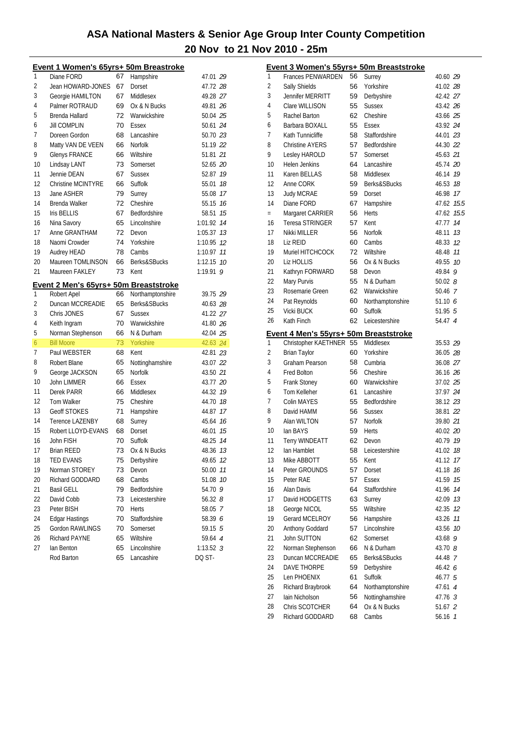# ASA National Masters & Senior Age Group Inter County Competition

## 20 Nov to 21 Nov 2010 - 25m

### Event 1 Women's 65yrs+ 50m Breastroke

| Place | Name | Age | County | Time | Points |
|---|---|---|---|---|---|
| 1 | Diane FORD | 67 | Hampshire | 47.01 | 29 |
| 2 | Jean HOWARD-JONES | 67 | Dorset | 47.72 | 28 |
| 3 | Georgie HAMILTON | 67 | Middlesex | 49.28 | 27 |
| 4 | Palmer ROTRAUD | 69 | Ox & N Bucks | 49.81 | 26 |
| 5 | Brenda Hallard | 72 | Warwickshire | 50.04 | 25 |
| 6 | Jill COMPLIN | 70 | Essex | 50.61 | 24 |
| 7 | Doreen Gordon | 68 | Lancashire | 50.70 | 23 |
| 8 | Matty VAN DE VEEN | 66 | Norfolk | 51.19 | 22 |
| 9 | Glenys FRANCE | 66 | Wiltshire | 51.81 | 21 |
| 10 | Lindsay LANT | 73 | Somerset | 52.65 | 20 |
| 11 | Jennie DEAN | 67 | Sussex | 52.87 | 19 |
| 12 | Christine MCINTYRE | 66 | Suffolk | 55.01 | 18 |
| 13 | Jane ASHER | 79 | Surrey | 55.08 | 17 |
| 14 | Brenda Walker | 72 | Cheshire | 55.15 | 16 |
| 15 | Iris BELLIS | 67 | Bedfordshire | 58.51 | 15 |
| 16 | Nina Savory | 65 | Lincolnshire | 1:01.92 | 14 |
| 17 | Anne GRANTHAM | 72 | Devon | 1:05.37 | 13 |
| 18 | Naomi Crowder | 74 | Yorkshire | 1:10.95 | 12 |
| 19 | Audrey HEAD | 78 | Cambs | 1:10.97 | 11 |
| 20 | Maureen TOMLINSON | 66 | Berks&SBucks | 1:12.15 | 10 |
| 21 | Maureen FAKLEY | 73 | Kent | 1:19.91 | 9 |

### Event 2 Men's 65yrs+ 50m Breaststroke

| Place | Name | Age | County | Time | Points |
|---|---|---|---|---|---|
| 1 | Robert Apel | 66 | Northamptonshire | 39.75 | 29 |
| 2 | Duncan MCCREADIE | 65 | Berks&SBucks | 40.63 | 28 |
| 3 | Chris JONES | 67 | Sussex | 41.22 | 27 |
| 4 | Keith Ingram | 70 | Warwickshire | 41.80 | 26 |
| 5 | Norman Stephenson | 66 | N & Durham | 42.04 | 25 |
| 6 | Bill Moore | 73 | Yorkshire | 42.63 | 24 |
| 7 | Paul WEBSTER | 68 | Kent | 42.81 | 23 |
| 8 | Robert Blane | 65 | Nottinghamshire | 43.07 | 22 |
| 9 | George JACKSON | 65 | Norfolk | 43.50 | 21 |
| 10 | John LIMMER | 66 | Essex | 43.77 | 20 |
| 11 | Derek PARR | 66 | Middlesex | 44.32 | 19 |
| 12 | Tom Walker | 75 | Cheshire | 44.70 | 18 |
| 13 | Geoff STOKES | 71 | Hampshire | 44.87 | 17 |
| 14 | Terence LAZENBY | 68 | Surrey | 45.64 | 16 |
| 15 | Robert LLOYD-EVANS | 68 | Dorset | 46.01 | 15 |
| 16 | John FISH | 70 | Suffolk | 48.25 | 14 |
| 17 | Brian REED | 73 | Ox & N Bucks | 48.36 | 13 |
| 18 | TED EVANS | 75 | Derbyshire | 49.65 | 12 |
| 19 | Norman STOREY | 73 | Devon | 50.00 | 11 |
| 20 | Richard GODDARD | 68 | Cambs | 51.08 | 10 |
| 21 | Basil GELL | 79 | Bedfordshire | 54.70 | 9 |
| 22 | David Cobb | 73 | Leicestershire | 56.32 | 8 |
| 23 | Peter BISH | 70 | Herts | 58.05 | 7 |
| 24 | Edgar Hastings | 70 | Staffordshire | 58.39 | 6 |
| 25 | Gordon RAWLINGS | 70 | Somerset | 59.15 | 5 |
| 26 | Richard PAYNE | 65 | Wiltshire | 59.64 | 4 |
| 27 | Ian Benton | 65 | Lincolnshire | 1:13.52 | 3 |
| | Rod Barton | 65 | Lancashire | DQ ST- | |

### Event 3 Women's 55yrs+ 50m Breaststroke

| Place | Name | Age | County | Time | Points |
|---|---|---|---|---|---|
| 1 | Frances PENWARDEN | 56 | Surrey | 40.60 | 29 |
| 2 | Sally Shields | 56 | Yorkshire | 41.02 | 28 |
| 3 | Jennifer MERRITT | 59 | Derbyshire | 42.42 | 27 |
| 4 | Clare WILLISON | 55 | Sussex | 43.42 | 26 |
| 5 | Rachel Barton | 62 | Cheshire | 43.66 | 25 |
| 6 | Barbara BOXALL | 55 | Essex | 43.92 | 24 |
| 7 | Kath Tunnicliffe | 58 | Staffordshire | 44.01 | 23 |
| 8 | Christine AYERS | 57 | Bedfordshire | 44.30 | 22 |
| 9 | Lesley HAROLD | 57 | Somerset | 45.63 | 21 |
| 10 | Helen Jenkins | 64 | Lancashire | 45.74 | 20 |
| 11 | Karen BELLAS | 58 | Middlesex | 46.14 | 19 |
| 12 | Anne CORK | 59 | Berks&SBucks | 46.53 | 18 |
| 13 | Judy MCRAE | 59 | Dorset | 46.98 | 17 |
| 14 | Diane FORD | 67 | Hampshire | 47.62 | 15.5 |
| = | Margaret CARRIER | 56 | Herts | 47.62 | 15.5 |
| 16 | Teresa STRINGER | 57 | Kent | 47.77 | 14 |
| 17 | Nikki MILLER | 56 | Norfolk | 48.11 | 13 |
| 18 | Liz REID | 60 | Cambs | 48.33 | 12 |
| 19 | Muriel HITCHCOCK | 72 | Wiltshire | 48.48 | 11 |
| 20 | Liz HOLLIS | 56 | Ox & N Bucks | 49.55 | 10 |
| 21 | Kathryn FORWARD | 58 | Devon | 49.84 | 9 |
| 22 | Mary Purvis | 55 | N & Durham | 50.02 | 8 |
| 23 | Rosemarie Green | 62 | Warwickshire | 50.46 | 7 |
| 24 | Pat Reynolds | 60 | Northamptonshire | 51.10 | 6 |
| 25 | Vicki BUCK | 60 | Suffolk | 51.95 | 5 |
| 26 | Kath Finch | 62 | Leicestershire | 54.47 | 4 |

### Event 4 Men's 55yrs+ 50m Breaststroke

| Place | Name | Age | County | Time | Points |
|---|---|---|---|---|---|
| 1 | Christopher KAETHNER | 55 | Middlesex | 35.53 | 29 |
| 2 | Brian Taylor | 60 | Yorkshire | 36.05 | 28 |
| 3 | Graham Pearson | 58 | Cumbria | 36.08 | 27 |
| 4 | Fred Bolton | 56 | Cheshire | 36.16 | 26 |
| 5 | Frank Stoney | 60 | Warwickshire | 37.02 | 25 |
| 6 | Tom Kelleher | 61 | Lancashire | 37.97 | 24 |
| 7 | Colin MAYES | 55 | Bedfordshire | 38.12 | 23 |
| 8 | David HAMM | 56 | Sussex | 38.81 | 22 |
| 9 | Alan WILTON | 57 | Norfolk | 39.80 | 21 |
| 10 | Ian BAYS | 59 | Herts | 40.02 | 20 |
| 11 | Terry WINDEATT | 62 | Devon | 40.79 | 19 |
| 12 | Ian Hamblet | 58 | Leicestershire | 41.02 | 18 |
| 13 | Mike ABBOTT | 55 | Kent | 41.12 | 17 |
| 14 | Peter GROUNDS | 57 | Dorset | 41.18 | 16 |
| 15 | Peter RAE | 57 | Essex | 41.59 | 15 |
| 16 | Alan Davis | 64 | Staffordshire | 41.96 | 14 |
| 17 | David HODGETTS | 63 | Surrey | 42.09 | 13 |
| 18 | George NICOL | 55 | Wiltshire | 42.35 | 12 |
| 19 | Gerard MCELROY | 56 | Hampshire | 43.26 | 11 |
| 20 | Anthony Goddard | 57 | Lincolnshire | 43.56 | 10 |
| 21 | John SUTTON | 62 | Somerset | 43.68 | 9 |
| 22 | Norman Stephenson | 66 | N & Durham | 43.70 | 8 |
| 23 | Duncan MCCREADIE | 65 | Berks&SBucks | 44.48 | 7 |
| 24 | DAVE THORPE | 59 | Derbyshire | 46.42 | 6 |
| 25 | Len PHOENIX | 61 | Suffolk | 46.77 | 5 |
| 26 | Richard Braybrook | 64 | Northamptonshire | 47.61 | 4 |
| 27 | Iain Nicholson | 56 | Nottinghamshire | 47.76 | 3 |
| 28 | Chris SCOTCHER | 64 | Ox & N Bucks | 51.67 | 2 |
| 29 | Richard GODDARD | 68 | Cambs | 56.16 | 1 |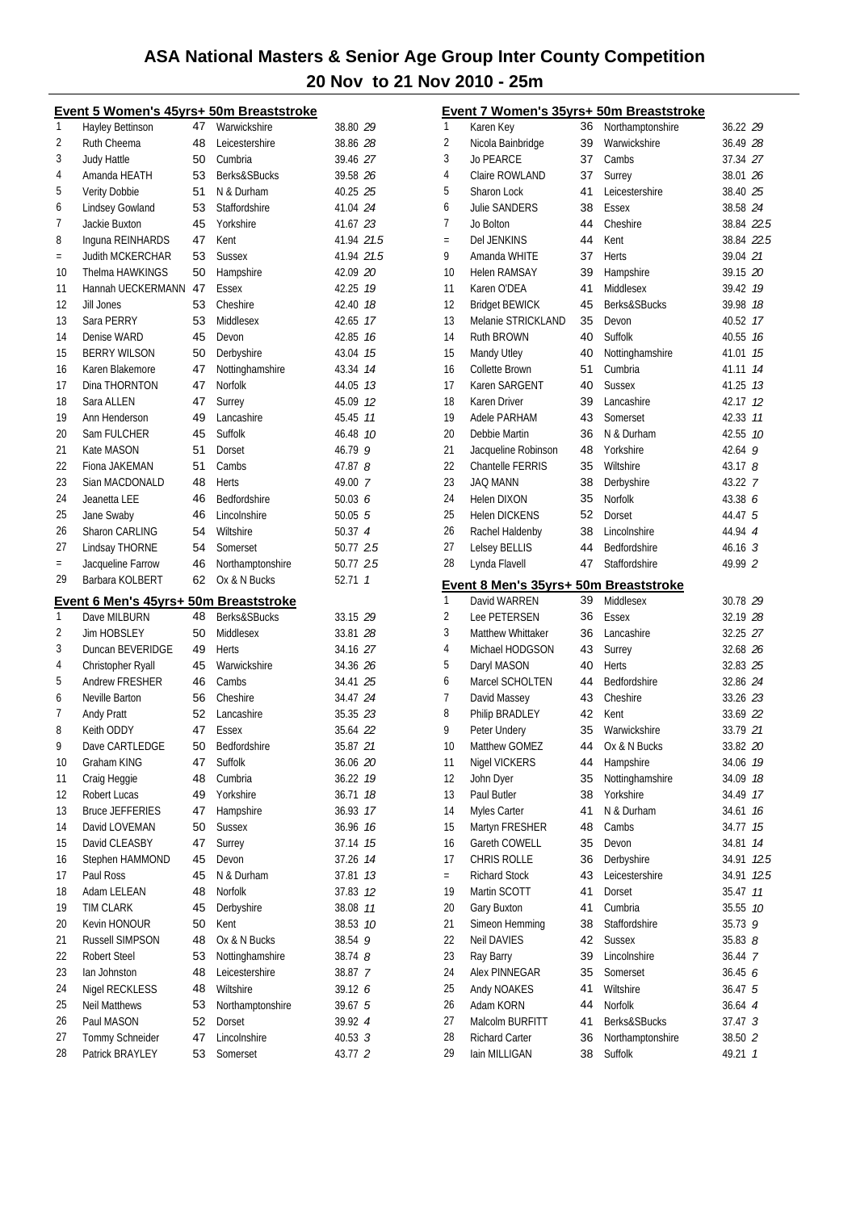# ASA National Masters & Senior Age Group Inter County Competition

## 20 Nov to 21 Nov 2010 - 25m

### Event 5 Women's 45yrs+ 50m Breaststroke

| Place | Name | Age | County | Time | Points |
|---|---|---|---|---|---|
| 1 | Hayley Bettinson | 47 | Warwickshire | 38.80 | 29 |
| 2 | Ruth Cheema | 48 | Leicestershire | 38.86 | 28 |
| 3 | Judy Hattle | 50 | Cumbria | 39.46 | 27 |
| 4 | Amanda HEATH | 53 | Berks&SBucks | 39.58 | 26 |
| 5 | Verity Dobbie | 51 | N & Durham | 40.25 | 25 |
| 6 | Lindsey Gowland | 53 | Staffordshire | 41.04 | 24 |
| 7 | Jackie Buxton | 45 | Yorkshire | 41.67 | 23 |
| 8 | Inguna REINHARDS | 47 | Kent | 41.94 | 21.5 |
| = | Judith MCKERCHAR | 53 | Sussex | 41.94 | 21.5 |
| 10 | Thelma HAWKINGS | 50 | Hampshire | 42.09 | 20 |
| 11 | Hannah UECKERMANN | 47 | Essex | 42.25 | 19 |
| 12 | Jill Jones | 53 | Cheshire | 42.40 | 18 |
| 13 | Sara PERRY | 53 | Middlesex | 42.65 | 17 |
| 14 | Denise WARD | 45 | Devon | 42.85 | 16 |
| 15 | BERRY WILSON | 50 | Derbyshire | 43.04 | 15 |
| 16 | Karen Blakemore | 47 | Nottinghamshire | 43.34 | 14 |
| 17 | Dina THORNTON | 47 | Norfolk | 44.05 | 13 |
| 18 | Sara ALLEN | 47 | Surrey | 45.09 | 12 |
| 19 | Ann Henderson | 49 | Lancashire | 45.45 | 11 |
| 20 | Sam FULCHER | 45 | Suffolk | 46.48 | 10 |
| 21 | Kate MASON | 51 | Dorset | 46.79 | 9 |
| 22 | Fiona JAKEMAN | 51 | Cambs | 47.87 | 8 |
| 23 | Sian MACDONALD | 48 | Herts | 49.00 | 7 |
| 24 | Jeanetta LEE | 46 | Bedfordshire | 50.03 | 6 |
| 25 | Jane Swaby | 46 | Lincolnshire | 50.05 | 5 |
| 26 | Sharon CARLING | 54 | Wiltshire | 50.37 | 4 |
| 27 | Lindsay THORNE | 54 | Somerset | 50.77 | 2.5 |
| = | Jacqueline Farrow | 46 | Northamptonshire | 50.77 | 2.5 |
| 29 | Barbara KOLBERT | 62 | Ox & N Bucks | 52.71 | 1 |

### Event 6 Men's 45yrs+ 50m Breaststroke

| Place | Name | Age | County | Time | Points |
|---|---|---|---|---|---|
| 1 | Dave MILBURN | 48 | Berks&SBucks | 33.15 | 29 |
| 2 | Jim HOBSLEY | 50 | Middlesex | 33.81 | 28 |
| 3 | Duncan BEVERIDGE | 49 | Herts | 34.16 | 27 |
| 4 | Christopher Ryall | 45 | Warwickshire | 34.36 | 26 |
| 5 | Andrew FRESHER | 46 | Cambs | 34.41 | 25 |
| 6 | Neville Barton | 56 | Cheshire | 34.47 | 24 |
| 7 | Andy Pratt | 52 | Lancashire | 35.35 | 23 |
| 8 | Keith ODDY | 47 | Essex | 35.64 | 22 |
| 9 | Dave CARTLEDGE | 50 | Bedfordshire | 35.87 | 21 |
| 10 | Graham KING | 47 | Suffolk | 36.06 | 20 |
| 11 | Craig Heggie | 48 | Cumbria | 36.22 | 19 |
| 12 | Robert Lucas | 49 | Yorkshire | 36.71 | 18 |
| 13 | Bruce JEFFERIES | 47 | Hampshire | 36.93 | 17 |
| 14 | David LOVEMAN | 50 | Sussex | 36.96 | 16 |
| 15 | David CLEASBY | 47 | Surrey | 37.14 | 15 |
| 16 | Stephen HAMMOND | 45 | Devon | 37.26 | 14 |
| 17 | Paul Ross | 45 | N & Durham | 37.81 | 13 |
| 18 | Adam LELEAN | 48 | Norfolk | 37.83 | 12 |
| 19 | TIM CLARK | 45 | Derbyshire | 38.08 | 11 |
| 20 | Kevin HONOUR | 50 | Kent | 38.53 | 10 |
| 21 | Russell SIMPSON | 48 | Ox & N Bucks | 38.54 | 9 |
| 22 | Robert Steel | 53 | Nottinghamshire | 38.74 | 8 |
| 23 | Ian Johnston | 48 | Leicestershire | 38.87 | 7 |
| 24 | Nigel RECKLESS | 48 | Wiltshire | 39.12 | 6 |
| 25 | Neil Matthews | 53 | Northamptonshire | 39.67 | 5 |
| 26 | Paul MASON | 52 | Dorset | 39.92 | 4 |
| 27 | Tommy Schneider | 47 | Lincolnshire | 40.53 | 3 |
| 28 | Patrick BRAYLEY | 53 | Somerset | 43.77 | 2 |

### Event 7 Women's 35yrs+ 50m Breaststroke

| Place | Name | Age | County | Time | Points |
|---|---|---|---|---|---|
| 1 | Karen Key | 36 | Northamptonshire | 36.22 | 29 |
| 2 | Nicola Bainbridge | 39 | Warwickshire | 36.49 | 28 |
| 3 | Jo PEARCE | 37 | Cambs | 37.34 | 27 |
| 4 | Claire ROWLAND | 37 | Surrey | 38.01 | 26 |
| 5 | Sharon Lock | 41 | Leicestershire | 38.40 | 25 |
| 6 | Julie SANDERS | 38 | Essex | 38.58 | 24 |
| 7 | Jo Bolton | 44 | Cheshire | 38.84 | 22.5 |
| = | Del JENKINS | 44 | Kent | 38.84 | 22.5 |
| 9 | Amanda WHITE | 37 | Herts | 39.04 | 21 |
| 10 | Helen RAMSAY | 39 | Hampshire | 39.15 | 20 |
| 11 | Karen O'DEA | 41 | Middlesex | 39.42 | 19 |
| 12 | Bridget BEWICK | 45 | Berks&SBucks | 39.98 | 18 |
| 13 | Melanie STRICKLAND | 35 | Devon | 40.52 | 17 |
| 14 | Ruth BROWN | 40 | Suffolk | 40.55 | 16 |
| 15 | Mandy Utley | 40 | Nottinghamshire | 41.01 | 15 |
| 16 | Collette Brown | 51 | Cumbria | 41.11 | 14 |
| 17 | Karen SARGENT | 40 | Sussex | 41.25 | 13 |
| 18 | Karen Driver | 39 | Lancashire | 42.17 | 12 |
| 19 | Adele PARHAM | 43 | Somerset | 42.33 | 11 |
| 20 | Debbie Martin | 36 | N & Durham | 42.55 | 10 |
| 21 | Jacqueline Robinson | 48 | Yorkshire | 42.64 | 9 |
| 22 | Chantelle FERRIS | 35 | Wiltshire | 43.17 | 8 |
| 23 | JAQ MANN | 38 | Derbyshire | 43.22 | 7 |
| 24 | Helen DIXON | 35 | Norfolk | 43.38 | 6 |
| 25 | Helen DICKENS | 52 | Dorset | 44.47 | 5 |
| 26 | Rachel Haldenby | 38 | Lincolnshire | 44.94 | 4 |
| 27 | Lelsey BELLIS | 44 | Bedfordshire | 46.16 | 3 |
| 28 | Lynda Flavell | 47 | Staffordshire | 49.99 | 2 |

### Event 8 Men's 35yrs+ 50m Breaststroke

| Place | Name | Age | County | Time | Points |
|---|---|---|---|---|---|
| 1 | David WARREN | 39 | Middlesex | 30.78 | 29 |
| 2 | Lee PETERSEN | 36 | Essex | 32.19 | 28 |
| 3 | Matthew Whittaker | 36 | Lancashire | 32.25 | 27 |
| 4 | Michael HODGSON | 43 | Surrey | 32.68 | 26 |
| 5 | Daryl MASON | 40 | Herts | 32.83 | 25 |
| 6 | Marcel SCHOLTEN | 44 | Bedfordshire | 32.86 | 24 |
| 7 | David Massey | 43 | Cheshire | 33.26 | 23 |
| 8 | Philip BRADLEY | 42 | Kent | 33.69 | 22 |
| 9 | Peter Undery | 35 | Warwickshire | 33.79 | 21 |
| 10 | Matthew GOMEZ | 44 | Ox & N Bucks | 33.82 | 20 |
| 11 | Nigel VICKERS | 44 | Hampshire | 34.06 | 19 |
| 12 | John Dyer | 35 | Nottinghamshire | 34.09 | 18 |
| 13 | Paul Butler | 38 | Yorkshire | 34.49 | 17 |
| 14 | Myles Carter | 41 | N & Durham | 34.61 | 16 |
| 15 | Martyn FRESHER | 48 | Cambs | 34.77 | 15 |
| 16 | Gareth COWELL | 35 | Devon | 34.81 | 14 |
| 17 | CHRIS ROLLE | 36 | Derbyshire | 34.91 | 12.5 |
| = | Richard Stock | 43 | Leicestershire | 34.91 | 12.5 |
| 19 | Martin SCOTT | 41 | Dorset | 35.47 | 11 |
| 20 | Gary Buxton | 41 | Cumbria | 35.55 | 10 |
| 21 | Simeon Hemming | 38 | Staffordshire | 35.73 | 9 |
| 22 | Neil DAVIES | 42 | Sussex | 35.83 | 8 |
| 23 | Ray Barry | 39 | Lincolnshire | 36.44 | 7 |
| 24 | Alex PINNEGAR | 35 | Somerset | 36.45 | 6 |
| 25 | Andy NOAKES | 41 | Wiltshire | 36.47 | 5 |
| 26 | Adam KORN | 44 | Norfolk | 36.64 | 4 |
| 27 | Malcolm BURFITT | 41 | Berks&SBucks | 37.47 | 3 |
| 28 | Richard Carter | 36 | Northamptonshire | 38.50 | 2 |
| 29 | Iain MILLIGAN | 38 | Suffolk | 49.21 | 1 |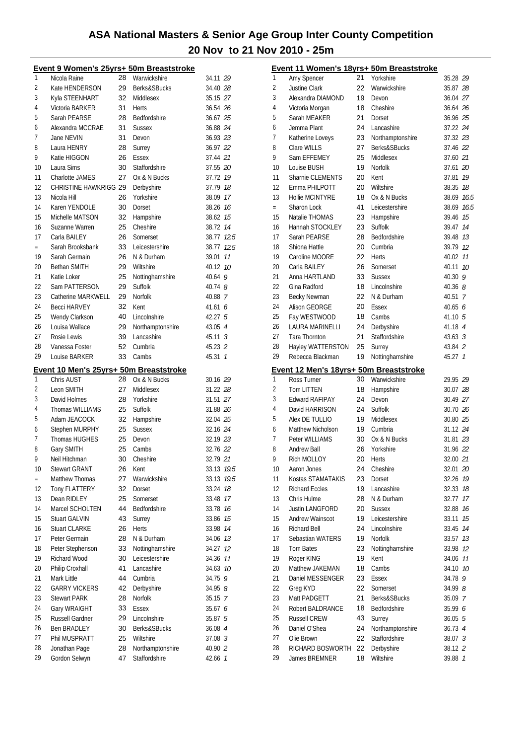# ASA National Masters & Senior Age Group Inter County Competition

## 20 Nov to 21 Nov 2010 - 25m

### Event 9 Women's 25yrs+ 50m Breaststroke

| Place | Name | Age | County | Time | Points |
|---|---|---|---|---|---|
| 1 | Nicola Raine | 28 | Warwickshire | 34.11 | 29 |
| 2 | Kate HENDERSON | 29 | Berks&SBucks | 34.40 | 28 |
| 3 | Kyla STEENHART | 32 | Middlesex | 35.15 | 27 |
| 4 | Victoria BARKER | 31 | Herts | 36.54 | 26 |
| 5 | Sarah PEARSE | 28 | Bedfordshire | 36.67 | 25 |
| 6 | Alexandra MCCRAE | 31 | Sussex | 36.88 | 24 |
| 7 | Jane NEVIN | 31 | Devon | 36.93 | 23 |
| 8 | Laura HENRY | 28 | Surrey | 36.97 | 22 |
| 9 | Katie HIGGON | 26 | Essex | 37.44 | 21 |
| 10 | Laura Sims | 30 | Staffordshire | 37.55 | 20 |
| 11 | Charlotte JAMES | 27 | Ox & N Bucks | 37.72 | 19 |
| 12 | CHRISTINE HAWKRIGG | 29 | Derbyshire | 37.79 | 18 |
| 13 | Nicola Hill | 26 | Yorkshire | 38.09 | 17 |
| 14 | Karen YENDOLE | 30 | Dorset | 38.26 | 16 |
| 15 | Michelle MATSON | 32 | Hampshire | 38.62 | 15 |
| 16 | Suzanne Warren | 25 | Cheshire | 38.72 | 14 |
| 17 | Carla BAILEY | 26 | Somerset | 38.77 | 12.5 |
| = | Sarah Brooksbank | 33 | Leicestershire | 38.77 | 12.5 |
| 19 | Sarah Germain | 26 | N & Durham | 39.01 | 11 |
| 20 | Bethan SMITH | 29 | Wiltshire | 40.12 | 10 |
| 21 | Katie Loker | 25 | Nottinghamshire | 40.64 | 9 |
| 22 | Sam PATTERSON | 29 | Suffolk | 40.74 | 8 |
| 23 | Catherine MARKWELL | 29 | Norfolk | 40.88 | 7 |
| 24 | Becci HARVEY | 32 | Kent | 41.61 | 6 |
| 25 | Wendy Clarkson | 40 | Lincolnshire | 42.27 | 5 |
| 26 | Louisa Wallace | 29 | Northamptonshire | 43.05 | 4 |
| 27 | Rosie Lewis | 39 | Lancashire | 45.11 | 3 |
| 28 | Vanessa Foster | 52 | Cumbria | 45.23 | 2 |
| 29 | Louise BARKER | 33 | Cambs | 45.31 | 1 |

### Event 10 Men's 25yrs+ 50m Breaststroke

| Place | Name | Age | County | Time | Points |
|---|---|---|---|---|---|
| 1 | Chris AUST | 28 | Ox & N Bucks | 30.16 | 29 |
| 2 | Leon SMITH | 27 | Middlesex | 31.22 | 28 |
| 3 | David Holmes | 28 | Yorkshire | 31.51 | 27 |
| 4 | Thomas WILLIAMS | 25 | Suffolk | 31.88 | 26 |
| 5 | Adam JEACOCK | 32 | Hampshire | 32.04 | 25 |
| 6 | Stephen MURPHY | 25 | Sussex | 32.16 | 24 |
| 7 | Thomas HUGHES | 25 | Devon | 32.19 | 23 |
| 8 | Gary SMITH | 25 | Cambs | 32.76 | 22 |
| 9 | Neil Hitchman | 30 | Cheshire | 32.79 | 21 |
| 10 | Stewart GRANT | 26 | Kent | 33.13 | 19.5 |
| = | Matthew Thomas | 27 | Warwickshire | 33.13 | 19.5 |
| 12 | Tony FLATTERY | 32 | Dorset | 33.24 | 18 |
| 13 | Dean RIDLEY | 25 | Somerset | 33.48 | 17 |
| 14 | Marcel SCHOLTEN | 44 | Bedfordshire | 33.78 | 16 |
| 15 | Stuart GALVIN | 43 | Surrey | 33.86 | 15 |
| 16 | Stuart CLARKE | 26 | Herts | 33.98 | 14 |
| 17 | Peter Germain | 28 | N & Durham | 34.06 | 13 |
| 18 | Peter Stephenson | 33 | Nottinghamshire | 34.27 | 12 |
| 19 | Richard Wood | 30 | Leicestershire | 34.36 | 11 |
| 20 | Philip Croxhall | 41 | Lancashire | 34.63 | 10 |
| 21 | Mark Little | 44 | Cumbria | 34.75 | 9 |
| 22 | GARRY VICKERS | 42 | Derbyshire | 34.95 | 8 |
| 23 | Stewart PARK | 28 | Norfolk | 35.15 | 7 |
| 24 | Gary WRAIGHT | 33 | Essex | 35.67 | 6 |
| 25 | Russell Gardner | 29 | Lincolnshire | 35.87 | 5 |
| 26 | Ben BRADLEY | 30 | Berks&SBucks | 36.08 | 4 |
| 27 | Phil MUSPRATT | 25 | Wiltshire | 37.08 | 3 |
| 28 | Jonathan Page | 28 | Northamptonshire | 40.90 | 2 |
| 29 | Gordon Selwyn | 47 | Staffordshire | 42.66 | 1 |

### Event 11 Women's 18yrs+ 50m Breaststroke

| Place | Name | Age | County | Time | Points |
|---|---|---|---|---|---|
| 1 | Amy Spencer | 21 | Yorkshire | 35.28 | 29 |
| 2 | Justine Clark | 22 | Warwickshire | 35.87 | 28 |
| 3 | Alexandra DIAMOND | 19 | Devon | 36.04 | 27 |
| 4 | Victoria Morgan | 18 | Cheshire | 36.64 | 26 |
| 5 | Sarah MEAKER | 21 | Dorset | 36.96 | 25 |
| 6 | Jemma Plant | 24 | Lancashire | 37.22 | 24 |
| 7 | Katherine Loveys | 23 | Northamptonshire | 37.32 | 23 |
| 8 | Clare WILLS | 27 | Berks&SBucks | 37.46 | 22 |
| 9 | Sam EFFEMEY | 25 | Middlesex | 37.60 | 21 |
| 10 | Louise BUSH | 19 | Norfolk | 37.61 | 20 |
| 11 | Sharnie CLEMENTS | 20 | Kent | 37.81 | 19 |
| 12 | Emma PHILPOTT | 20 | Wiltshire | 38.35 | 18 |
| 13 | Hollie MCINTYRE | 18 | Ox & N Bucks | 38.69 | 16.5 |
| = | Sharon Lock | 41 | Leicestershire | 38.69 | 16.5 |
| 15 | Natalie THOMAS | 23 | Hampshire | 39.46 | 15 |
| 16 | Hannah STOCKLEY | 23 | Suffolk | 39.47 | 14 |
| 17 | Sarah PEARSE | 28 | Bedfordshire | 39.48 | 13 |
| 18 | Shiona Hattle | 20 | Cumbria | 39.79 | 12 |
| 19 | Caroline MOORE | 22 | Herts | 40.02 | 11 |
| 20 | Carla BAILEY | 26 | Somerset | 40.11 | 10 |
| 21 | Anna HARTLAND | 33 | Sussex | 40.30 | 9 |
| 22 | Gina Radford | 18 | Lincolnshire | 40.36 | 8 |
| 23 | Becky Newman | 22 | N & Durham | 40.51 | 7 |
| 24 | Alison GEORGE | 20 | Essex | 40.65 | 6 |
| 25 | Fay WESTWOOD | 18 | Cambs | 41.10 | 5 |
| 26 | LAURA MARINELLI | 24 | Derbyshire | 41.18 | 4 |
| 27 | Tara Thornton | 21 | Staffordshire | 43.63 | 3 |
| 28 | Hayley WATTERSTON | 25 | Surrey | 43.84 | 2 |
| 29 | Rebecca Blackman | 19 | Nottinghamshire | 45.27 | 1 |

### Event 12 Men's 18yrs+ 50m Breaststroke

| Place | Name | Age | County | Time | Points |
|---|---|---|---|---|---|
| 1 | Ross Turner | 30 | Warwickshire | 29.95 | 29 |
| 2 | Tom LITTEN | 18 | Hampshire | 30.07 | 28 |
| 3 | Edward RAFIPAY | 24 | Devon | 30.49 | 27 |
| 4 | David HARRISON | 24 | Suffolk | 30.70 | 26 |
| 5 | Alex DE TULLIO | 19 | Middlesex | 30.80 | 25 |
| 6 | Matthew Nicholson | 19 | Cumbria | 31.12 | 24 |
| 7 | Peter WILLIAMS | 30 | Ox & N Bucks | 31.81 | 23 |
| 8 | Andrew Ball | 26 | Yorkshire | 31.96 | 22 |
| 9 | Rich MOLLOY | 20 | Herts | 32.00 | 21 |
| 10 | Aaron Jones | 24 | Cheshire | 32.01 | 20 |
| 11 | Kostas STAMATAKIS | 23 | Dorset | 32.26 | 19 |
| 12 | Richard Eccles | 19 | Lancashire | 32.33 | 18 |
| 13 | Chris Hulme | 28 | N & Durham | 32.77 | 17 |
| 14 | Justin LANGFORD | 20 | Sussex | 32.88 | 16 |
| 15 | Andrew Wainscot | 19 | Leicestershire | 33.11 | 15 |
| 16 | Richard Bell | 24 | Lincolnshire | 33.45 | 14 |
| 17 | Sebastian WATERS | 19 | Norfolk | 33.57 | 13 |
| 18 | Tom Bates | 23 | Nottinghamshire | 33.98 | 12 |
| 19 | Roger KING | 19 | Kent | 34.06 | 11 |
| 20 | Matthew JAKEMAN | 18 | Cambs | 34.10 | 10 |
| 21 | Daniel MESSENGER | 23 | Essex | 34.78 | 9 |
| 22 | Greg KYD | 22 | Somerset | 34.99 | 8 |
| 23 | Matt PADGETT | 21 | Berks&SBucks | 35.09 | 7 |
| 24 | Robert BALDRANCE | 18 | Bedfordshire | 35.99 | 6 |
| 25 | Russell CREW | 43 | Surrey | 36.05 | 5 |
| 26 | Daniel O'Shea | 24 | Northamptonshire | 36.73 | 4 |
| 27 | Olie Brown | 22 | Staffordshire | 38.07 | 3 |
| 28 | RICHARD BOSWORTH | 22 | Derbyshire | 38.12 | 2 |
| 29 | James BREMNER | 18 | Wiltshire | 39.88 | 1 |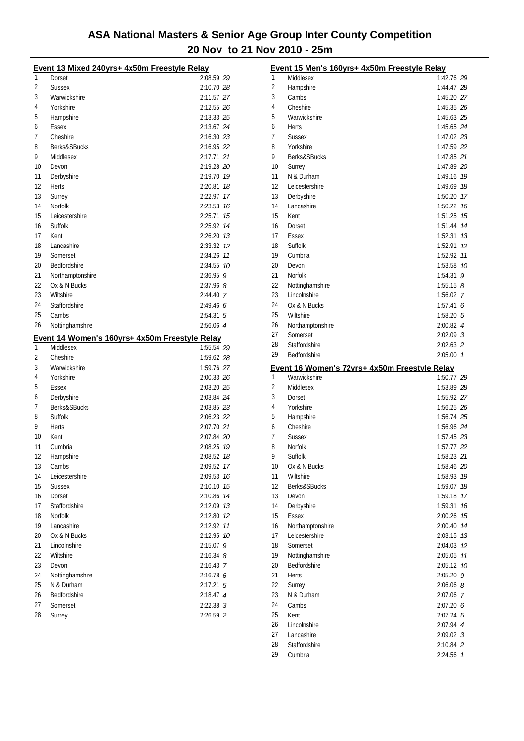# ASA National Masters & Senior Age Group Inter County Competition

## 20 Nov to 21 Nov 2010 - 25m

### Event 13 Mixed 240yrs+ 4x50m Freestyle Relay

| | | | |
|---|---|---|---|
| 1 | Dorset | 2:08.59 | *29* |
| 2 | Sussex | 2:10.70 | *28* |
| 3 | Warwickshire | 2:11.57 | *27* |
| 4 | Yorkshire | 2:12.55 | *26* |
| 5 | Hampshire | 2:13.33 | *25* |
| 6 | Essex | 2:13.67 | *24* |
| 7 | Cheshire | 2:16.30 | *23* |
| 8 | Berks&SBucks | 2:16.95 | *22* |
| 9 | Middlesex | 2:17.71 | *21* |
| 10 | Devon | 2:19.28 | *20* |
| 11 | Derbyshire | 2:19.70 | *19* |
| 12 | Herts | 2:20.81 | *18* |
| 13 | Surrey | 2:22.97 | *17* |
| 14 | Norfolk | 2:23.53 | *16* |
| 15 | Leicestershire | 2:25.71 | *15* |
| 16 | Suffolk | 2:25.92 | *14* |
| 17 | Kent | 2:26.20 | *13* |
| 18 | Lancashire | 2:33.32 | *12* |
| 19 | Somerset | 2:34.26 | *11* |
| 20 | Bedfordshire | 2:34.55 | *10* |
| 21 | Northamptonshire | 2:36.95 | *9* |
| 22 | Ox & N Bucks | 2:37.96 | *8* |
| 23 | Wiltshire | 2:44.40 | *7* |
| 24 | Staffordshire | 2:49.46 | *6* |
| 25 | Cambs | 2:54.31 | *5* |
| 26 | Nottinghamshire | 2:56.06 | *4* |

### Event 14 Women's 160yrs+ 4x50m Freestyle Relay

| | | | |
|---|---|---|---|
| 1 | Middlesex | 1:55.54 | *29* |
| 2 | Cheshire | 1:59.62 | *28* |
| 3 | Warwickshire | 1:59.76 | *27* |
| 4 | Yorkshire | 2:00.33 | *26* |
| 5 | Essex | 2:03.20 | *25* |
| 6 | Derbyshire | 2:03.84 | *24* |
| 7 | Berks&SBucks | 2:03.85 | *23* |
| 8 | Suffolk | 2:06.23 | *22* |
| 9 | Herts | 2:07.70 | *21* |
| 10 | Kent | 2:07.84 | *20* |
| 11 | Cumbria | 2:08.25 | *19* |
| 12 | Hampshire | 2:08.52 | *18* |
| 13 | Cambs | 2:09.52 | *17* |
| 14 | Leicestershire | 2:09.53 | *16* |
| 15 | Sussex | 2:10.10 | *15* |
| 16 | Dorset | 2:10.86 | *14* |
| 17 | Staffordshire | 2:12.09 | *13* |
| 18 | Norfolk | 2:12.80 | *12* |
| 19 | Lancashire | 2:12.92 | *11* |
| 20 | Ox & N Bucks | 2:12.95 | *10* |
| 21 | Lincolnshire | 2:15.07 | *9* |
| 22 | Wiltshire | 2:16.34 | *8* |
| 23 | Devon | 2:16.43 | *7* |
| 24 | Nottinghamshire | 2:16.78 | *6* |
| 25 | N & Durham | 2:17.21 | *5* |
| 26 | Bedfordshire | 2:18.47 | *4* |
| 27 | Somerset | 2:22.38 | *3* |
| 28 | Surrey | 2:26.59 | *2* |

### Event 15 Men's 160yrs+ 4x50m Freestyle Relay

| | | | |
|---|---|---|---|
| 1 | Middlesex | 1:42.76 | *29* |
| 2 | Hampshire | 1:44.47 | *28* |
| 3 | Cambs | 1:45.20 | *27* |
| 4 | Cheshire | 1:45.35 | *26* |
| 5 | Warwickshire | 1:45.63 | *25* |
| 6 | Herts | 1:45.65 | *24* |
| 7 | Sussex | 1:47.02 | *23* |
| 8 | Yorkshire | 1:47.59 | *22* |
| 9 | Berks&SBucks | 1:47.85 | *21* |
| 10 | Surrey | 1:47.89 | *20* |
| 11 | N & Durham | 1:49.16 | *19* |
| 12 | Leicestershire | 1:49.69 | *18* |
| 13 | Derbyshire | 1:50.20 | *17* |
| 14 | Lancashire | 1:50.22 | *16* |
| 15 | Kent | 1:51.25 | *15* |
| 16 | Dorset | 1:51.44 | *14* |
| 17 | Essex | 1:52.31 | *13* |
| 18 | Suffolk | 1:52.91 | *12* |
| 19 | Cumbria | 1:52.92 | *11* |
| 20 | Devon | 1:53.58 | *10* |
| 21 | Norfolk | 1:54.31 | *9* |
| 22 | Nottinghamshire | 1:55.15 | *8* |
| 23 | Lincolnshire | 1:56.02 | *7* |
| 24 | Ox & N Bucks | 1:57.41 | *6* |
| 25 | Wiltshire | 1:58.20 | *5* |
| 26 | Northamptonshire | 2:00.82 | *4* |
| 27 | Somerset | 2:02.09 | *3* |
| 28 | Staffordshire | 2:02.63 | *2* |
| 29 | Bedfordshire | 2:05.00 | *1* |

### Event 16 Women's 72yrs+ 4x50m Freestyle Relay

| | | | |
|---|---|---|---|
| 1 | Warwickshire | 1:50.77 | *29* |
| 2 | Middlesex | 1:53.89 | *28* |
| 3 | Dorset | 1:55.92 | *27* |
| 4 | Yorkshire | 1:56.25 | *26* |
| 5 | Hampshire | 1:56.74 | *25* |
| 6 | Cheshire | 1:56.96 | *24* |
| 7 | Sussex | 1:57.45 | *23* |
| 8 | Norfolk | 1:57.77 | *22* |
| 9 | Suffolk | 1:58.23 | *21* |
| 10 | Ox & N Bucks | 1:58.46 | *20* |
| 11 | Wiltshire | 1:58.93 | *19* |
| 12 | Berks&SBucks | 1:59.07 | *18* |
| 13 | Devon | 1:59.18 | *17* |
| 14 | Derbyshire | 1:59.31 | *16* |
| 15 | Essex | 2:00.26 | *15* |
| 16 | Northamptonshire | 2:00.40 | *14* |
| 17 | Leicestershire | 2:03.15 | *13* |
| 18 | Somerset | 2:04.03 | *12* |
| 19 | Nottinghamshire | 2:05.05 | *11* |
| 20 | Bedfordshire | 2:05.12 | *10* |
| 21 | Herts | 2:05.20 | *9* |
| 22 | Surrey | 2:06.06 | *8* |
| 23 | N & Durham | 2:07.06 | *7* |
| 24 | Cambs | 2:07.20 | *6* |
| 25 | Kent | 2:07.24 | *5* |
| 26 | Lincolnshire | 2:07.94 | *4* |
| 27 | Lancashire | 2:09.02 | *3* |
| 28 | Staffordshire | 2:10.84 | *2* |
| 29 | Cumbria | 2:24.56 | *1* |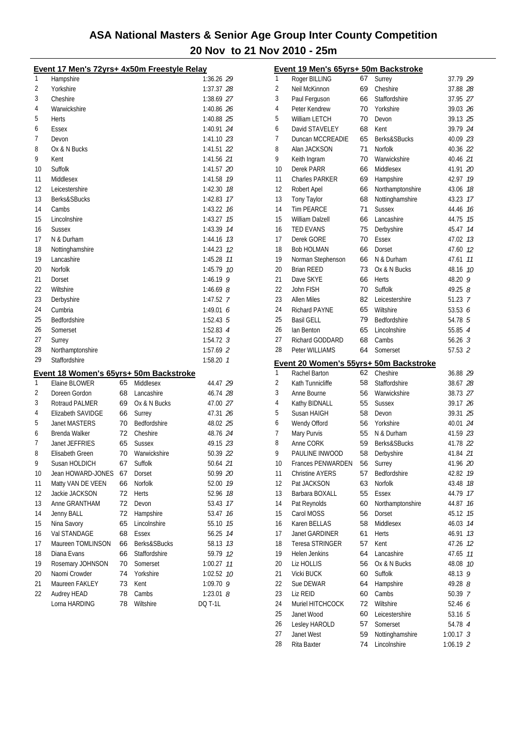# ASA National Masters & Senior Age Group Inter County Competition

## 20 Nov to 21 Nov 2010 - 25m

### Event 17 Men's 72yrs+ 4x50m Freestyle Relay

| Place | Team | Time | Points |
|---|---|---|---|
| 1 | Hampshire | 1:36.26 | 29 |
| 2 | Yorkshire | 1:37.37 | 28 |
| 3 | Cheshire | 1:38.69 | 27 |
| 4 | Warwickshire | 1:40.86 | 26 |
| 5 | Herts | 1:40.88 | 25 |
| 6 | Essex | 1:40.91 | 24 |
| 7 | Devon | 1:41.10 | 23 |
| 8 | Ox & N Bucks | 1:41.51 | 22 |
| 9 | Kent | 1:41.56 | 21 |
| 10 | Suffolk | 1:41.57 | 20 |
| 11 | Middlesex | 1:41.58 | 19 |
| 12 | Leicestershire | 1:42.30 | 18 |
| 13 | Berks&SBucks | 1:42.83 | 17 |
| 14 | Cambs | 1:43.22 | 16 |
| 15 | Lincolnshire | 1:43.27 | 15 |
| 16 | Sussex | 1:43.39 | 14 |
| 17 | N & Durham | 1:44.16 | 13 |
| 18 | Nottinghamshire | 1:44.23 | 12 |
| 19 | Lancashire | 1:45.28 | 11 |
| 20 | Norfolk | 1:45.79 | 10 |
| 21 | Dorset | 1:46.19 | 9 |
| 22 | Wiltshire | 1:46.69 | 8 |
| 23 | Derbyshire | 1:47.52 | 7 |
| 24 | Cumbria | 1:49.01 | 6 |
| 25 | Bedfordshire | 1:52.43 | 5 |
| 26 | Somerset | 1:52.83 | 4 |
| 27 | Surrey | 1:54.72 | 3 |
| 28 | Northamptonshire | 1:57.69 | 2 |
| 29 | Staffordshire | 1:58.20 | 1 |

### Event 18 Women's 65yrs+ 50m Backstroke

| Place | Name | Age | County | Time | Points |
|---|---|---|---|---|---|
| 1 | Elaine BLOWER | 65 | Middlesex | 44.47 | 29 |
| 2 | Doreen Gordon | 68 | Lancashire | 46.74 | 28 |
| 3 | Rotraud PALMER | 69 | Ox & N Bucks | 47.00 | 27 |
| 4 | Elizabeth SAVIDGE | 66 | Surrey | 47.31 | 26 |
| 5 | Janet MASTERS | 70 | Bedfordshire | 48.02 | 25 |
| 6 | Brenda Walker | 72 | Cheshire | 48.76 | 24 |
| 7 | Janet JEFFRIES | 65 | Sussex | 49.15 | 23 |
| 8 | Elisabeth Green | 70 | Warwickshire | 50.39 | 22 |
| 9 | Susan HOLDICH | 67 | Suffolk | 50.64 | 21 |
| 10 | Jean HOWARD-JONES | 67 | Dorset | 50.99 | 20 |
| 11 | Matty VAN DE VEEN | 66 | Norfolk | 52.00 | 19 |
| 12 | Jackie JACKSON | 72 | Herts | 52.96 | 18 |
| 13 | Anne GRANTHAM | 72 | Devon | 53.43 | 17 |
| 14 | Jenny BALL | 72 | Hampshire | 53.47 | 16 |
| 15 | Nina Savory | 65 | Lincolnshire | 55.10 | 15 |
| 16 | Val STANDAGE | 68 | Essex | 56.25 | 14 |
| 17 | Maureen TOMLINSON | 66 | Berks&SBucks | 58.13 | 13 |
| 18 | Diana Evans | 66 | Staffordshire | 59.79 | 12 |
| 19 | Rosemary JOHNSON | 70 | Somerset | 1:00.27 | 11 |
| 20 | Naomi Crowder | 74 | Yorkshire | 1:02.52 | 10 |
| 21 | Maureen FAKLEY | 73 | Kent | 1:09.70 | 9 |
| 22 | Audrey HEAD | 78 | Cambs | 1:23.01 | 8 |
| | Lorna HARDING | 78 | Wiltshire | DQ T-1L | |

### Event 19 Men's 65yrs+ 50m Backstroke

| Place | Name | Age | County | Time | Points |
|---|---|---|---|---|---|
| 1 | Roger BILLING | 67 | Surrey | 37.79 | 29 |
| 2 | Neil McKinnon | 69 | Cheshire | 37.88 | 28 |
| 3 | Paul Ferguson | 66 | Staffordshire | 37.95 | 27 |
| 4 | Peter Kendrew | 70 | Yorkshire | 39.03 | 26 |
| 5 | William LETCH | 70 | Devon | 39.13 | 25 |
| 6 | David STAVELEY | 68 | Kent | 39.79 | 24 |
| 7 | Duncan MCCREADIE | 65 | Berks&SBucks | 40.09 | 23 |
| 8 | Alan JACKSON | 71 | Norfolk | 40.36 | 22 |
| 9 | Keith Ingram | 70 | Warwickshire | 40.46 | 21 |
| 10 | Derek PARR | 66 | Middlesex | 41.91 | 20 |
| 11 | Charles PARKER | 69 | Hampshire | 42.97 | 19 |
| 12 | Robert Apel | 66 | Northamptonshire | 43.06 | 18 |
| 13 | Tony Taylor | 68 | Nottinghamshire | 43.23 | 17 |
| 14 | Tim PEARCE | 71 | Sussex | 44.46 | 16 |
| 15 | William Dalzell | 66 | Lancashire | 44.75 | 15 |
| 16 | TED EVANS | 75 | Derbyshire | 45.47 | 14 |
| 17 | Derek GORE | 70 | Essex | 47.02 | 13 |
| 18 | Bob HOLMAN | 66 | Dorset | 47.60 | 12 |
| 19 | Norman Stephenson | 66 | N & Durham | 47.61 | 11 |
| 20 | Brian REED | 73 | Ox & N Bucks | 48.16 | 10 |
| 21 | Dave SKYE | 66 | Herts | 48.20 | 9 |
| 22 | John FISH | 70 | Suffolk | 49.25 | 8 |
| 23 | Allen Miles | 82 | Leicestershire | 51.23 | 7 |
| 24 | Richard PAYNE | 65 | Wiltshire | 53.53 | 6 |
| 25 | Basil GELL | 79 | Bedfordshire | 54.78 | 5 |
| 26 | Ian Benton | 65 | Lincolnshire | 55.85 | 4 |
| 27 | Richard GODDARD | 68 | Cambs | 56.26 | 3 |
| 28 | Peter WILLIAMS | 64 | Somerset | 57.53 | 2 |

### Event 20 Women's 55yrs+ 50m Backstroke

| Place | Name | Age | County | Time | Points |
|---|---|---|---|---|---|
| 1 | Rachel Barton | 62 | Cheshire | 36.88 | 29 |
| 2 | Kath Tunnicliffe | 58 | Staffordshire | 38.67 | 28 |
| 3 | Anne Bourne | 56 | Warwickshire | 38.73 | 27 |
| 4 | Kathy BIDNALL | 55 | Sussex | 39.17 | 26 |
| 5 | Susan HAIGH | 58 | Devon | 39.31 | 25 |
| 6 | Wendy Offord | 56 | Yorkshire | 40.01 | 24 |
| 7 | Mary Purvis | 55 | N & Durham | 41.59 | 23 |
| 8 | Anne CORK | 59 | Berks&SBucks | 41.78 | 22 |
| 9 | PAULINE INWOOD | 58 | Derbyshire | 41.84 | 21 |
| 10 | Frances PENWARDEN | 56 | Surrey | 41.96 | 20 |
| 11 | Christine AYERS | 57 | Bedfordshire | 42.82 | 19 |
| 12 | Pat JACKSON | 63 | Norfolk | 43.48 | 18 |
| 13 | Barbara BOXALL | 55 | Essex | 44.79 | 17 |
| 14 | Pat Reynolds | 60 | Northamptonshire | 44.87 | 16 |
| 15 | Carol MOSS | 56 | Dorset | 45.12 | 15 |
| 16 | Karen BELLAS | 58 | Middlesex | 46.03 | 14 |
| 17 | Janet GARDINER | 61 | Herts | 46.91 | 13 |
| 18 | Teresa STRINGER | 57 | Kent | 47.26 | 12 |
| 19 | Helen Jenkins | 64 | Lancashire | 47.65 | 11 |
| 20 | Liz HOLLIS | 56 | Ox & N Bucks | 48.08 | 10 |
| 21 | Vicki BUCK | 60 | Suffolk | 48.13 | 9 |
| 22 | Sue DEWAR | 64 | Hampshire | 49.28 | 8 |
| 23 | Liz REID | 60 | Cambs | 50.39 | 7 |
| 24 | Muriel HITCHCOCK | 72 | Wiltshire | 52.46 | 6 |
| 25 | Janet Wood | 60 | Leicestershire | 53.16 | 5 |
| 26 | Lesley HAROLD | 57 | Somerset | 54.78 | 4 |
| 27 | Janet West | 59 | Nottinghamshire | 1:00.17 | 3 |
| 28 | Rita Baxter | 74 | Lincolnshire | 1:06.19 | 2 |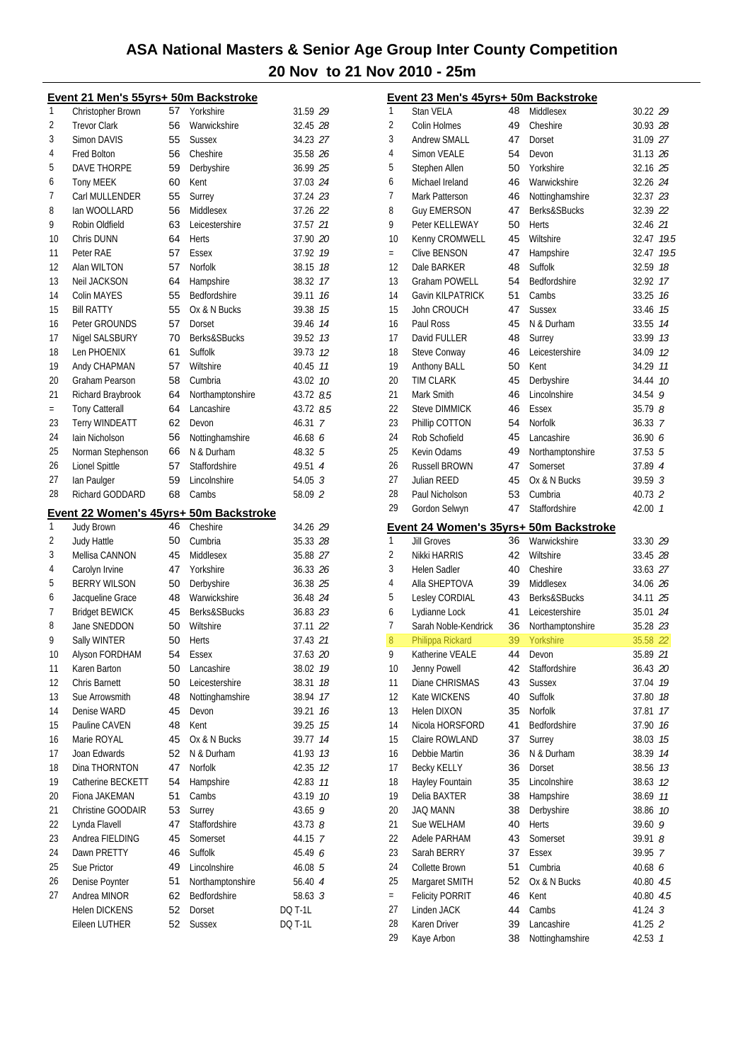# ASA National Masters & Senior Age Group Inter County Competition

## 20 Nov to 21 Nov 2010 - 25m

### Event 21 Men's 55yrs+ 50m Backstroke

| Place | Name | Age | County | Time | Points |
|---|---|---|---|---|---|
| 1 | Christopher Brown | 57 | Yorkshire | 31.59 | 29 |
| 2 | Trevor Clark | 56 | Warwickshire | 32.45 | 28 |
| 3 | Simon DAVIS | 55 | Sussex | 34.23 | 27 |
| 4 | Fred Bolton | 56 | Cheshire | 35.58 | 26 |
| 5 | DAVE THORPE | 59 | Derbyshire | 36.99 | 25 |
| 6 | Tony MEEK | 60 | Kent | 37.03 | 24 |
| 7 | Carl MULLENDER | 55 | Surrey | 37.24 | 23 |
| 8 | Ian WOOLLARD | 56 | Middlesex | 37.26 | 22 |
| 9 | Robin Oldfield | 63 | Leicestershire | 37.57 | 21 |
| 10 | Chris DUNN | 64 | Herts | 37.90 | 20 |
| 11 | Peter RAE | 57 | Essex | 37.92 | 19 |
| 12 | Alan WILTON | 57 | Norfolk | 38.15 | 18 |
| 13 | Neil JACKSON | 64 | Hampshire | 38.32 | 17 |
| 14 | Colin MAYES | 55 | Bedfordshire | 39.11 | 16 |
| 15 | Bill RATTY | 55 | Ox & N Bucks | 39.38 | 15 |
| 16 | Peter GROUNDS | 57 | Dorset | 39.46 | 14 |
| 17 | Nigel SALSBURY | 70 | Berks&SBucks | 39.52 | 13 |
| 18 | Len PHOENIX | 61 | Suffolk | 39.73 | 12 |
| 19 | Andy CHAPMAN | 57 | Wiltshire | 40.45 | 11 |
| 20 | Graham Pearson | 58 | Cumbria | 43.02 | 10 |
| 21 | Richard Braybrook | 64 | Northamptonshire | 43.72 | 8.5 |
| = | Tony Catterall | 64 | Lancashire | 43.72 | 8.5 |
| 23 | Terry WINDEATT | 62 | Devon | 46.31 | 7 |
| 24 | Iain Nicholson | 56 | Nottinghamshire | 46.68 | 6 |
| 25 | Norman Stephenson | 66 | N & Durham | 48.32 | 5 |
| 26 | Lionel Spittle | 57 | Staffordshire | 49.51 | 4 |
| 27 | Ian Paulger | 59 | Lincolnshire | 54.05 | 3 |
| 28 | Richard GODDARD | 68 | Cambs | 58.09 | 2 |

### Event 22 Women's 45yrs+ 50m Backstroke

| Place | Name | Age | County | Time | Points |
|---|---|---|---|---|---|
| 1 | Judy Brown | 46 | Cheshire | 34.26 | 29 |
| 2 | Judy Hattle | 50 | Cumbria | 35.33 | 28 |
| 3 | Mellisa CANNON | 45 | Middlesex | 35.88 | 27 |
| 4 | Carolyn Irvine | 47 | Yorkshire | 36.33 | 26 |
| 5 | BERRY WILSON | 50 | Derbyshire | 36.38 | 25 |
| 6 | Jacqueline Grace | 48 | Warwickshire | 36.48 | 24 |
| 7 | Bridget BEWICK | 45 | Berks&SBucks | 36.83 | 23 |
| 8 | Jane SNEDDON | 50 | Wiltshire | 37.11 | 22 |
| 9 | Sally WINTER | 50 | Herts | 37.43 | 21 |
| 10 | Alyson FORDHAM | 54 | Essex | 37.63 | 20 |
| 11 | Karen Barton | 50 | Lancashire | 38.02 | 19 |
| 12 | Chris Barnett | 50 | Leicestershire | 38.31 | 18 |
| 13 | Sue Arrowsmith | 48 | Nottinghamshire | 38.94 | 17 |
| 14 | Denise WARD | 45 | Devon | 39.21 | 16 |
| 15 | Pauline CAVEN | 48 | Kent | 39.25 | 15 |
| 16 | Marie ROYAL | 45 | Ox & N Bucks | 39.77 | 14 |
| 17 | Joan Edwards | 52 | N & Durham | 41.93 | 13 |
| 18 | Dina THORNTON | 47 | Norfolk | 42.35 | 12 |
| 19 | Catherine BECKETT | 54 | Hampshire | 42.83 | 11 |
| 20 | Fiona JAKEMAN | 51 | Cambs | 43.19 | 10 |
| 21 | Christine GOODAIR | 53 | Surrey | 43.65 | 9 |
| 22 | Lynda Flavell | 47 | Staffordshire | 43.73 | 8 |
| 23 | Andrea FIELDING | 45 | Somerset | 44.15 | 7 |
| 24 | Dawn PRETTY | 46 | Suffolk | 45.49 | 6 |
| 25 | Sue Prictor | 49 | Lincolnshire | 46.08 | 5 |
| 26 | Denise Poynter | 51 | Northamptonshire | 56.40 | 4 |
| 27 | Andrea MINOR | 62 | Bedfordshire | 58.63 | 3 |
| | Helen DICKENS | 52 | Dorset | DQ T-1L | |
| | Eileen LUTHER | 52 | Sussex | DQ T-1L | |

### Event 23 Men's 45yrs+ 50m Backstroke

| Place | Name | Age | County | Time | Points |
|---|---|---|---|---|---|
| 1 | Stan VELA | 48 | Middlesex | 30.22 | 29 |
| 2 | Colin Holmes | 49 | Cheshire | 30.93 | 28 |
| 3 | Andrew SMALL | 47 | Dorset | 31.09 | 27 |
| 4 | Simon VEALE | 54 | Devon | 31.13 | 26 |
| 5 | Stephen Allen | 50 | Yorkshire | 32.16 | 25 |
| 6 | Michael Ireland | 46 | Warwickshire | 32.26 | 24 |
| 7 | Mark Patterson | 46 | Nottinghamshire | 32.37 | 23 |
| 8 | Guy EMERSON | 47 | Berks&SBucks | 32.39 | 22 |
| 9 | Peter KELLEWAY | 50 | Herts | 32.46 | 21 |
| 10 | Kenny CROMWELL | 45 | Wiltshire | 32.47 | 19.5 |
| = | Clive BENSON | 47 | Hampshire | 32.47 | 19.5 |
| 12 | Dale BARKER | 48 | Suffolk | 32.59 | 18 |
| 13 | Graham POWELL | 54 | Bedfordshire | 32.92 | 17 |
| 14 | Gavin KILPATRICK | 51 | Cambs | 33.25 | 16 |
| 15 | John CROUCH | 47 | Sussex | 33.46 | 15 |
| 16 | Paul Ross | 45 | N & Durham | 33.55 | 14 |
| 17 | David FULLER | 48 | Surrey | 33.99 | 13 |
| 18 | Steve Conway | 46 | Leicestershire | 34.09 | 12 |
| 19 | Anthony BALL | 50 | Kent | 34.29 | 11 |
| 20 | TIM CLARK | 45 | Derbyshire | 34.44 | 10 |
| 21 | Mark Smith | 46 | Lincolnshire | 34.54 | 9 |
| 22 | Steve DIMMICK | 46 | Essex | 35.79 | 8 |
| 23 | Phillip COTTON | 54 | Norfolk | 36.33 | 7 |
| 24 | Rob Schofield | 45 | Lancashire | 36.90 | 6 |
| 25 | Kevin Odams | 49 | Northamptonshire | 37.53 | 5 |
| 26 | Russell BROWN | 47 | Somerset | 37.89 | 4 |
| 27 | Julian REED | 45 | Ox & N Bucks | 39.59 | 3 |
| 28 | Paul Nicholson | 53 | Cumbria | 40.73 | 2 |
| 29 | Gordon Selwyn | 47 | Staffordshire | 42.00 | 1 |

### Event 24 Women's 35yrs+ 50m Backstroke

| Place | Name | Age | County | Time | Points |
|---|---|---|---|---|---|
| 1 | Jill Groves | 36 | Warwickshire | 33.30 | 29 |
| 2 | Nikki HARRIS | 42 | Wiltshire | 33.45 | 28 |
| 3 | Helen Sadler | 40 | Cheshire | 33.63 | 27 |
| 4 | Alla SHEPTOVA | 39 | Middlesex | 34.06 | 26 |
| 5 | Lesley CORDIAL | 43 | Berks&SBucks | 34.11 | 25 |
| 6 | Lydianne Lock | 41 | Leicestershire | 35.01 | 24 |
| 7 | Sarah Noble-Kendrick | 36 | Northamptonshire | 35.28 | 23 |
| 8 | Philippa Rickard | 39 | Yorkshire | 35.58 | 22 |
| 9 | Katherine VEALE | 44 | Devon | 35.89 | 21 |
| 10 | Jenny Powell | 42 | Staffordshire | 36.43 | 20 |
| 11 | Diane CHRISMAS | 43 | Sussex | 37.04 | 19 |
| 12 | Kate WICKENS | 40 | Suffolk | 37.80 | 18 |
| 13 | Helen DIXON | 35 | Norfolk | 37.81 | 17 |
| 14 | Nicola HORSFORD | 41 | Bedfordshire | 37.90 | 16 |
| 15 | Claire ROWLAND | 37 | Surrey | 38.03 | 15 |
| 16 | Debbie Martin | 36 | N & Durham | 38.39 | 14 |
| 17 | Becky KELLY | 36 | Dorset | 38.56 | 13 |
| 18 | Hayley Fountain | 35 | Lincolnshire | 38.63 | 12 |
| 19 | Delia BAXTER | 38 | Hampshire | 38.69 | 11 |
| 20 | JAQ MANN | 38 | Derbyshire | 38.86 | 10 |
| 21 | Sue WELHAM | 40 | Herts | 39.60 | 9 |
| 22 | Adele PARHAM | 43 | Somerset | 39.91 | 8 |
| 23 | Sarah BERRY | 37 | Essex | 39.95 | 7 |
| 24 | Collette Brown | 51 | Cumbria | 40.68 | 6 |
| 25 | Margaret SMITH | 52 | Ox & N Bucks | 40.80 | 4.5 |
| = | Felicity PORRIT | 46 | Kent | 40.80 | 4.5 |
| 27 | Linden JACK | 44 | Cambs | 41.24 | 3 |
| 28 | Karen Driver | 39 | Lancashire | 41.25 | 2 |
| 29 | Kaye Arbon | 38 | Nottinghamshire | 42.53 | 1 |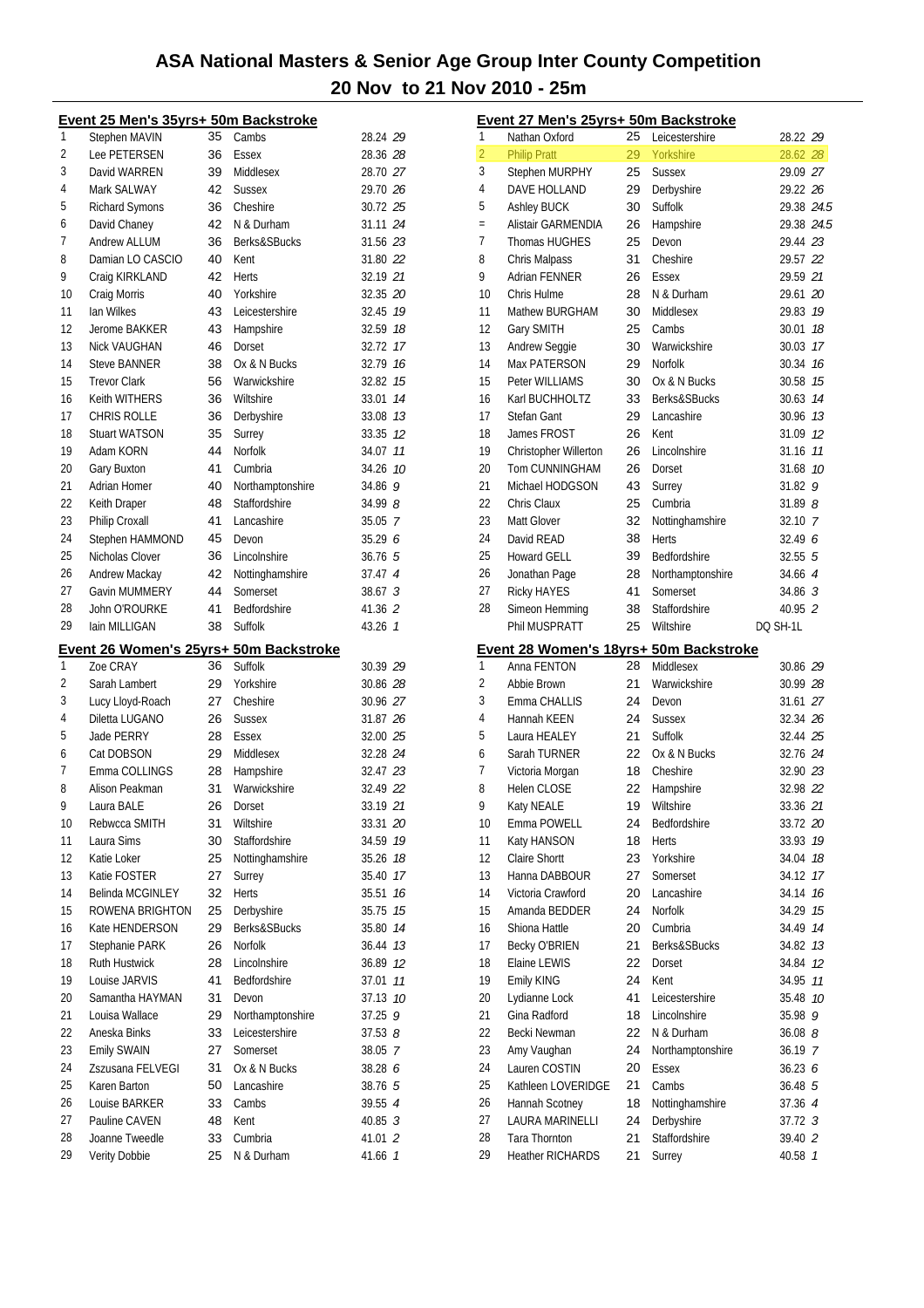# ASA National Masters & Senior Age Group Inter County Competition

## 20 Nov to 21 Nov 2010 - 25m

### Event 25 Men's 35yrs+ 50m Backstroke

| Place | Name | Age | County | Time | Points |
|---|---|---|---|---|---|
| 1 | Stephen MAVIN | 35 | Cambs | 28.24 | 29 |
| 2 | Lee PETERSEN | 36 | Essex | 28.36 | 28 |
| 3 | David WARREN | 39 | Middlesex | 28.70 | 27 |
| 4 | Mark SALWAY | 42 | Sussex | 29.70 | 26 |
| 5 | Richard Symons | 36 | Cheshire | 30.72 | 25 |
| 6 | David Chaney | 42 | N & Durham | 31.11 | 24 |
| 7 | Andrew ALLUM | 36 | Berks&SBucks | 31.56 | 23 |
| 8 | Damian LO CASCIO | 40 | Kent | 31.80 | 22 |
| 9 | Craig KIRKLAND | 42 | Herts | 32.19 | 21 |
| 10 | Craig Morris | 40 | Yorkshire | 32.35 | 20 |
| 11 | Ian Wilkes | 43 | Leicestershire | 32.45 | 19 |
| 12 | Jerome BAKKER | 43 | Hampshire | 32.59 | 18 |
| 13 | Nick VAUGHAN | 46 | Dorset | 32.72 | 17 |
| 14 | Steve BANNER | 38 | Ox & N Bucks | 32.79 | 16 |
| 15 | Trevor Clark | 56 | Warwickshire | 32.82 | 15 |
| 16 | Keith WITHERS | 36 | Wiltshire | 33.01 | 14 |
| 17 | CHRIS ROLLE | 36 | Derbyshire | 33.08 | 13 |
| 18 | Stuart WATSON | 35 | Surrey | 33.35 | 12 |
| 19 | Adam KORN | 44 | Norfolk | 34.07 | 11 |
| 20 | Gary Buxton | 41 | Cumbria | 34.26 | 10 |
| 21 | Adrian Homer | 40 | Northamptonshire | 34.86 | 9 |
| 22 | Keith Draper | 48 | Staffordshire | 34.99 | 8 |
| 23 | Philip Croxall | 41 | Lancashire | 35.05 | 7 |
| 24 | Stephen HAMMOND | 45 | Devon | 35.29 | 6 |
| 25 | Nicholas Clover | 36 | Lincolnshire | 36.76 | 5 |
| 26 | Andrew Mackay | 42 | Nottinghamshire | 37.47 | 4 |
| 27 | Gavin MUMMERY | 44 | Somerset | 38.67 | 3 |
| 28 | John O'ROURKE | 41 | Bedfordshire | 41.36 | 2 |
| 29 | Iain MILLIGAN | 38 | Suffolk | 43.26 | 1 |

### Event 26 Women's 25yrs+ 50m Backstroke

| Place | Name | Age | County | Time | Points |
|---|---|---|---|---|---|
| 1 | Zoe CRAY | 36 | Suffolk | 30.39 | 29 |
| 2 | Sarah Lambert | 29 | Yorkshire | 30.86 | 28 |
| 3 | Lucy Lloyd-Roach | 27 | Cheshire | 30.96 | 27 |
| 4 | Diletta LUGANO | 26 | Sussex | 31.87 | 26 |
| 5 | Jade PERRY | 28 | Essex | 32.00 | 25 |
| 6 | Cat DOBSON | 29 | Middlesex | 32.28 | 24 |
| 7 | Emma COLLINGS | 28 | Hampshire | 32.47 | 23 |
| 8 | Alison Peakman | 31 | Warwickshire | 32.49 | 22 |
| 9 | Laura BALE | 26 | Dorset | 33.19 | 21 |
| 10 | Rebwcca SMITH | 31 | Wiltshire | 33.31 | 20 |
| 11 | Laura Sims | 30 | Staffordshire | 34.59 | 19 |
| 12 | Katie Loker | 25 | Nottinghamshire | 35.26 | 18 |
| 13 | Katie FOSTER | 27 | Surrey | 35.40 | 17 |
| 14 | Belinda MCGINLEY | 32 | Herts | 35.51 | 16 |
| 15 | ROWENA BRIGHTON | 25 | Derbyshire | 35.75 | 15 |
| 16 | Kate HENDERSON | 29 | Berks&SBucks | 35.80 | 14 |
| 17 | Stephanie PARK | 26 | Norfolk | 36.44 | 13 |
| 18 | Ruth Hustwick | 28 | Lincolnshire | 36.89 | 12 |
| 19 | Louise JARVIS | 41 | Bedfordshire | 37.01 | 11 |
| 20 | Samantha HAYMAN | 31 | Devon | 37.13 | 10 |
| 21 | Louisa Wallace | 29 | Northamptonshire | 37.25 | 9 |
| 22 | Aneska Binks | 33 | Leicestershire | 37.53 | 8 |
| 23 | Emily SWAIN | 27 | Somerset | 38.05 | 7 |
| 24 | Zszusana FELVEGI | 31 | Ox & N Bucks | 38.28 | 6 |
| 25 | Karen Barton | 50 | Lancashire | 38.76 | 5 |
| 26 | Louise BARKER | 33 | Cambs | 39.55 | 4 |
| 27 | Pauline CAVEN | 48 | Kent | 40.85 | 3 |
| 28 | Joanne Tweedle | 33 | Cumbria | 41.01 | 2 |
| 29 | Verity Dobbie | 25 | N & Durham | 41.66 | 1 |

### Event 27 Men's 25yrs+ 50m Backstroke

| Place | Name | Age | County | Time | Points |
|---|---|---|---|---|---|
| 1 | Nathan Oxford | 25 | Leicestershire | 28.22 | 29 |
| 2 | Philip Pratt | 29 | Yorkshire | 28.62 | 28 |
| 3 | Stephen MURPHY | 25 | Sussex | 29.09 | 27 |
| 4 | DAVE HOLLAND | 29 | Derbyshire | 29.22 | 26 |
| 5 | Ashley BUCK | 30 | Suffolk | 29.38 | 24.5 |
| = | Alistair GARMENDIA | 26 | Hampshire | 29.38 | 24.5 |
| 7 | Thomas HUGHES | 25 | Devon | 29.44 | 23 |
| 8 | Chris Malpass | 31 | Cheshire | 29.57 | 22 |
| 9 | Adrian FENNER | 26 | Essex | 29.59 | 21 |
| 10 | Chris Hulme | 28 | N & Durham | 29.61 | 20 |
| 11 | Mathew BURGHAM | 30 | Middlesex | 29.83 | 19 |
| 12 | Gary SMITH | 25 | Cambs | 30.01 | 18 |
| 13 | Andrew Seggie | 30 | Warwickshire | 30.03 | 17 |
| 14 | Max PATERSON | 29 | Norfolk | 30.34 | 16 |
| 15 | Peter WILLIAMS | 30 | Ox & N Bucks | 30.58 | 15 |
| 16 | Karl BUCHHOLTZ | 33 | Berks&SBucks | 30.63 | 14 |
| 17 | Stefan Gant | 29 | Lancashire | 30.96 | 13 |
| 18 | James FROST | 26 | Kent | 31.09 | 12 |
| 19 | Christopher Willerton | 26 | Lincolnshire | 31.16 | 11 |
| 20 | Tom CUNNINGHAM | 26 | Dorset | 31.68 | 10 |
| 21 | Michael HODGSON | 43 | Surrey | 31.82 | 9 |
| 22 | Chris Claux | 25 | Cumbria | 31.89 | 8 |
| 23 | Matt Glover | 32 | Nottinghamshire | 32.10 | 7 |
| 24 | David READ | 38 | Herts | 32.49 | 6 |
| 25 | Howard GELL | 39 | Bedfordshire | 32.55 | 5 |
| 26 | Jonathan Page | 28 | Northamptonshire | 34.66 | 4 |
| 27 | Ricky HAYES | 41 | Somerset | 34.86 | 3 |
| 28 | Simeon Hemming | 38 | Staffordshire | 40.95 | 2 |
| | Phil MUSPRATT | 25 | Wiltshire | DQ SH-1L | |

### Event 28 Women's 18yrs+ 50m Backstroke

| Place | Name | Age | County | Time | Points |
|---|---|---|---|---|---|
| 1 | Anna FENTON | 28 | Middlesex | 30.86 | 29 |
| 2 | Abbie Brown | 21 | Warwickshire | 30.99 | 28 |
| 3 | Emma CHALLIS | 24 | Devon | 31.61 | 27 |
| 4 | Hannah KEEN | 24 | Sussex | 32.34 | 26 |
| 5 | Laura HEALEY | 21 | Suffolk | 32.44 | 25 |
| 6 | Sarah TURNER | 22 | Ox & N Bucks | 32.76 | 24 |
| 7 | Victoria Morgan | 18 | Cheshire | 32.90 | 23 |
| 8 | Helen CLOSE | 22 | Hampshire | 32.98 | 22 |
| 9 | Katy NEALE | 19 | Wiltshire | 33.36 | 21 |
| 10 | Emma POWELL | 24 | Bedfordshire | 33.72 | 20 |
| 11 | Katy HANSON | 18 | Herts | 33.93 | 19 |
| 12 | Claire Shortt | 23 | Yorkshire | 34.04 | 18 |
| 13 | Hanna DABBOUR | 27 | Somerset | 34.12 | 17 |
| 14 | Victoria Crawford | 20 | Lancashire | 34.14 | 16 |
| 15 | Amanda BEDDER | 24 | Norfolk | 34.29 | 15 |
| 16 | Shiona Hattle | 20 | Cumbria | 34.49 | 14 |
| 17 | Becky O'BRIEN | 21 | Berks&SBucks | 34.82 | 13 |
| 18 | Elaine LEWIS | 22 | Dorset | 34.84 | 12 |
| 19 | Emily KING | 24 | Kent | 34.95 | 11 |
| 20 | Lydianne Lock | 41 | Leicestershire | 35.48 | 10 |
| 21 | Gina Radford | 18 | Lincolnshire | 35.98 | 9 |
| 22 | Becki Newman | 22 | N & Durham | 36.08 | 8 |
| 23 | Amy Vaughan | 24 | Northamptonshire | 36.19 | 7 |
| 24 | Lauren COSTIN | 20 | Essex | 36.23 | 6 |
| 25 | Kathleen LOVERIDGE | 21 | Cambs | 36.48 | 5 |
| 26 | Hannah Scotney | 18 | Nottinghamshire | 37.36 | 4 |
| 27 | LAURA MARINELLI | 24 | Derbyshire | 37.72 | 3 |
| 28 | Tara Thornton | 21 | Staffordshire | 39.40 | 2 |
| 29 | Heather RICHARDS | 21 | Surrey | 40.58 | 1 |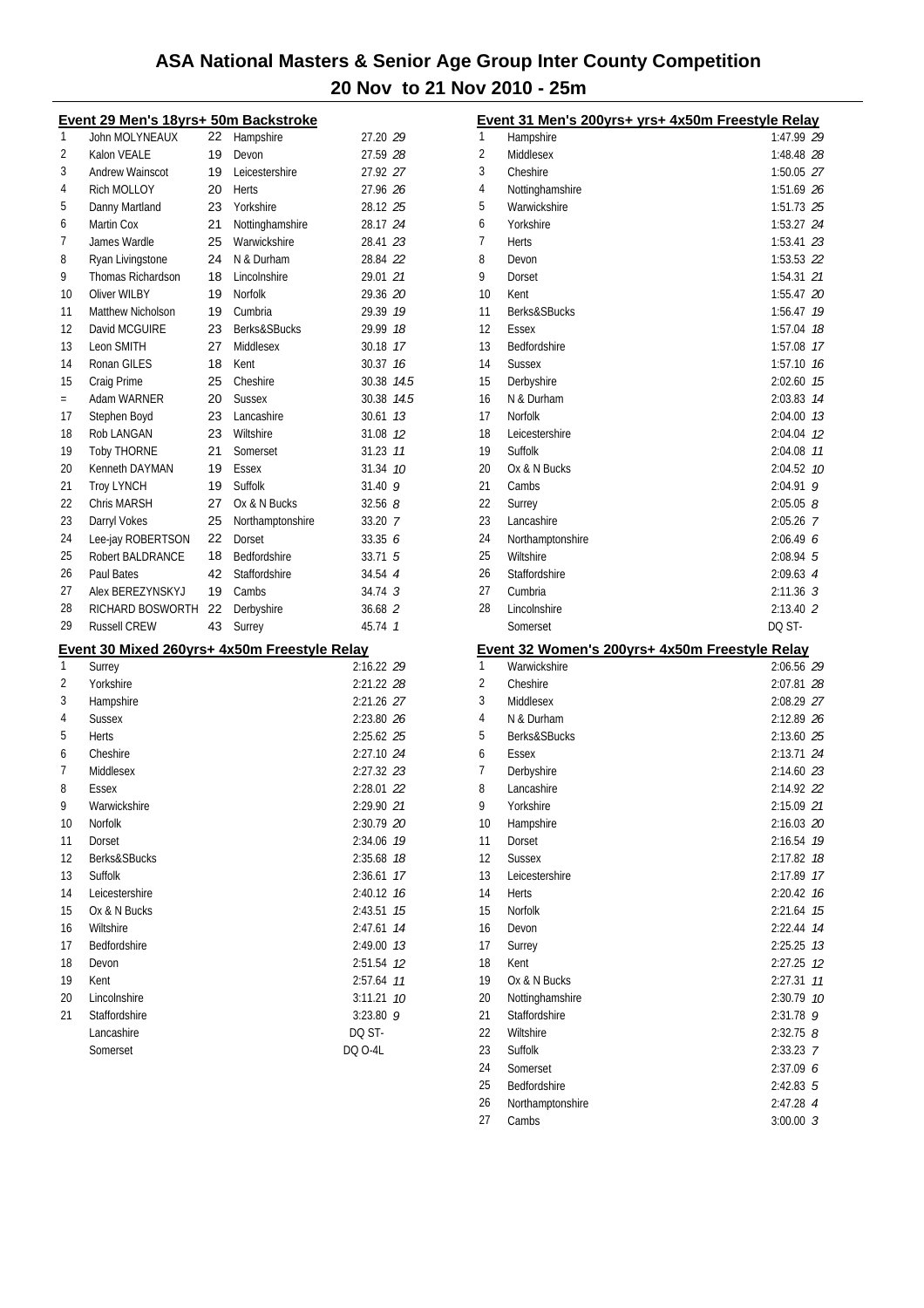# ASA National Masters & Senior Age Group Inter County Competition

## 20 Nov to 21 Nov 2010 - 25m

### Event 29 Men's 18yrs+ 50m Backstroke

| Place | Name | Age | County | Time | Points |
|---|---|---|---|---|---|
| 1 | John MOLYNEAUX | 22 | Hampshire | 27.20 | 29 |
| 2 | Kalon VEALE | 19 | Devon | 27.59 | 28 |
| 3 | Andrew Wainscot | 19 | Leicestershire | 27.92 | 27 |
| 4 | Rich MOLLOY | 20 | Herts | 27.96 | 26 |
| 5 | Danny Martland | 23 | Yorkshire | 28.12 | 25 |
| 6 | Martin Cox | 21 | Nottinghamshire | 28.17 | 24 |
| 7 | James Wardle | 25 | Warwickshire | 28.41 | 23 |
| 8 | Ryan Livingstone | 24 | N & Durham | 28.84 | 22 |
| 9 | Thomas Richardson | 18 | Lincolnshire | 29.01 | 21 |
| 10 | Oliver WILBY | 19 | Norfolk | 29.36 | 20 |
| 11 | Matthew Nicholson | 19 | Cumbria | 29.39 | 19 |
| 12 | David MCGUIRE | 23 | Berks&SBucks | 29.99 | 18 |
| 13 | Leon SMITH | 27 | Middlesex | 30.18 | 17 |
| 14 | Ronan GILES | 18 | Kent | 30.37 | 16 |
| 15 | Craig Prime | 25 | Cheshire | 30.38 | 14.5 |
| = | Adam WARNER | 20 | Sussex | 30.38 | 14.5 |
| 17 | Stephen Boyd | 23 | Lancashire | 30.61 | 13 |
| 18 | Rob LANGAN | 23 | Wiltshire | 31.08 | 12 |
| 19 | Toby THORNE | 21 | Somerset | 31.23 | 11 |
| 20 | Kenneth DAYMAN | 19 | Essex | 31.34 | 10 |
| 21 | Troy LYNCH | 19 | Suffolk | 31.40 | 9 |
| 22 | Chris MARSH | 27 | Ox & N Bucks | 32.56 | 8 |
| 23 | Darryl Vokes | 25 | Northamptonshire | 33.20 | 7 |
| 24 | Lee-jay ROBERTSON | 22 | Dorset | 33.35 | 6 |
| 25 | Robert BALDRANCE | 18 | Bedfordshire | 33.71 | 5 |
| 26 | Paul Bates | 42 | Staffordshire | 34.54 | 4 |
| 27 | Alex BEREZYNSKYJ | 19 | Cambs | 34.74 | 3 |
| 28 | RICHARD BOSWORTH | 22 | Derbyshire | 36.68 | 2 |
| 29 | Russell CREW | 43 | Surrey | 45.74 | 1 |

### Event 30 Mixed 260yrs+ 4x50m Freestyle Relay

| Place | County | Time | Points |
|---|---|---|---|
| 1 | Surrey | 2:16.22 | 29 |
| 2 | Yorkshire | 2:21.22 | 28 |
| 3 | Hampshire | 2:21.26 | 27 |
| 4 | Sussex | 2:23.80 | 26 |
| 5 | Herts | 2:25.62 | 25 |
| 6 | Cheshire | 2:27.10 | 24 |
| 7 | Middlesex | 2:27.32 | 23 |
| 8 | Essex | 2:28.01 | 22 |
| 9 | Warwickshire | 2:29.90 | 21 |
| 10 | Norfolk | 2:30.79 | 20 |
| 11 | Dorset | 2:34.06 | 19 |
| 12 | Berks&SBucks | 2:35.68 | 18 |
| 13 | Suffolk | 2:36.61 | 17 |
| 14 | Leicestershire | 2:40.12 | 16 |
| 15 | Ox & N Bucks | 2:43.51 | 15 |
| 16 | Wiltshire | 2:47.61 | 14 |
| 17 | Bedfordshire | 2:49.00 | 13 |
| 18 | Devon | 2:51.54 | 12 |
| 19 | Kent | 2:57.64 | 11 |
| 20 | Lincolnshire | 3:11.21 | 10 |
| 21 | Staffordshire | 3:23.80 | 9 |
| | Lancashire | DQ ST- | |
| | Somerset | DQ O-4L | |

### Event 31 Men's 200yrs+ yrs+ 4x50m Freestyle Relay

| Place | County | Time | Points |
|---|---|---|---|
| 1 | Hampshire | 1:47.99 | 29 |
| 2 | Middlesex | 1:48.48 | 28 |
| 3 | Cheshire | 1:50.05 | 27 |
| 4 | Nottinghamshire | 1:51.69 | 26 |
| 5 | Warwickshire | 1:51.73 | 25 |
| 6 | Yorkshire | 1:53.27 | 24 |
| 7 | Herts | 1:53.41 | 23 |
| 8 | Devon | 1:53.53 | 22 |
| 9 | Dorset | 1:54.31 | 21 |
| 10 | Kent | 1:55.47 | 20 |
| 11 | Berks&SBucks | 1:56.47 | 19 |
| 12 | Essex | 1:57.04 | 18 |
| 13 | Bedfordshire | 1:57.08 | 17 |
| 14 | Sussex | 1:57.10 | 16 |
| 15 | Derbyshire | 2:02.60 | 15 |
| 16 | N & Durham | 2:03.83 | 14 |
| 17 | Norfolk | 2:04.00 | 13 |
| 18 | Leicestershire | 2:04.04 | 12 |
| 19 | Suffolk | 2:04.08 | 11 |
| 20 | Ox & N Bucks | 2:04.52 | 10 |
| 21 | Cambs | 2:04.91 | 9 |
| 22 | Surrey | 2:05.05 | 8 |
| 23 | Lancashire | 2:05.26 | 7 |
| 24 | Northamptonshire | 2:06.49 | 6 |
| 25 | Wiltshire | 2:08.94 | 5 |
| 26 | Staffordshire | 2:09.63 | 4 |
| 27 | Cumbria | 2:11.36 | 3 |
| 28 | Lincolnshire | 2:13.40 | 2 |
| | Somerset | DQ ST- | |

### Event 32 Women's 200yrs+ 4x50m Freestyle Relay

| Place | County | Time | Points |
|---|---|---|---|
| 1 | Warwickshire | 2:06.56 | 29 |
| 2 | Cheshire | 2:07.81 | 28 |
| 3 | Middlesex | 2:08.29 | 27 |
| 4 | N & Durham | 2:12.89 | 26 |
| 5 | Berks&SBucks | 2:13.60 | 25 |
| 6 | Essex | 2:13.71 | 24 |
| 7 | Derbyshire | 2:14.60 | 23 |
| 8 | Lancashire | 2:14.92 | 22 |
| 9 | Yorkshire | 2:15.09 | 21 |
| 10 | Hampshire | 2:16.03 | 20 |
| 11 | Dorset | 2:16.54 | 19 |
| 12 | Sussex | 2:17.82 | 18 |
| 13 | Leicestershire | 2:17.89 | 17 |
| 14 | Herts | 2:20.42 | 16 |
| 15 | Norfolk | 2:21.64 | 15 |
| 16 | Devon | 2:22.44 | 14 |
| 17 | Surrey | 2:25.25 | 13 |
| 18 | Kent | 2:27.25 | 12 |
| 19 | Ox & N Bucks | 2:27.31 | 11 |
| 20 | Nottinghamshire | 2:30.79 | 10 |
| 21 | Staffordshire | 2:31.78 | 9 |
| 22 | Wiltshire | 2:32.75 | 8 |
| 23 | Suffolk | 2:33.23 | 7 |
| 24 | Somerset | 2:37.09 | 6 |
| 25 | Bedfordshire | 2:42.83 | 5 |
| 26 | Northamptonshire | 2:47.28 | 4 |
| 27 | Cambs | 3:00.00 | 3 |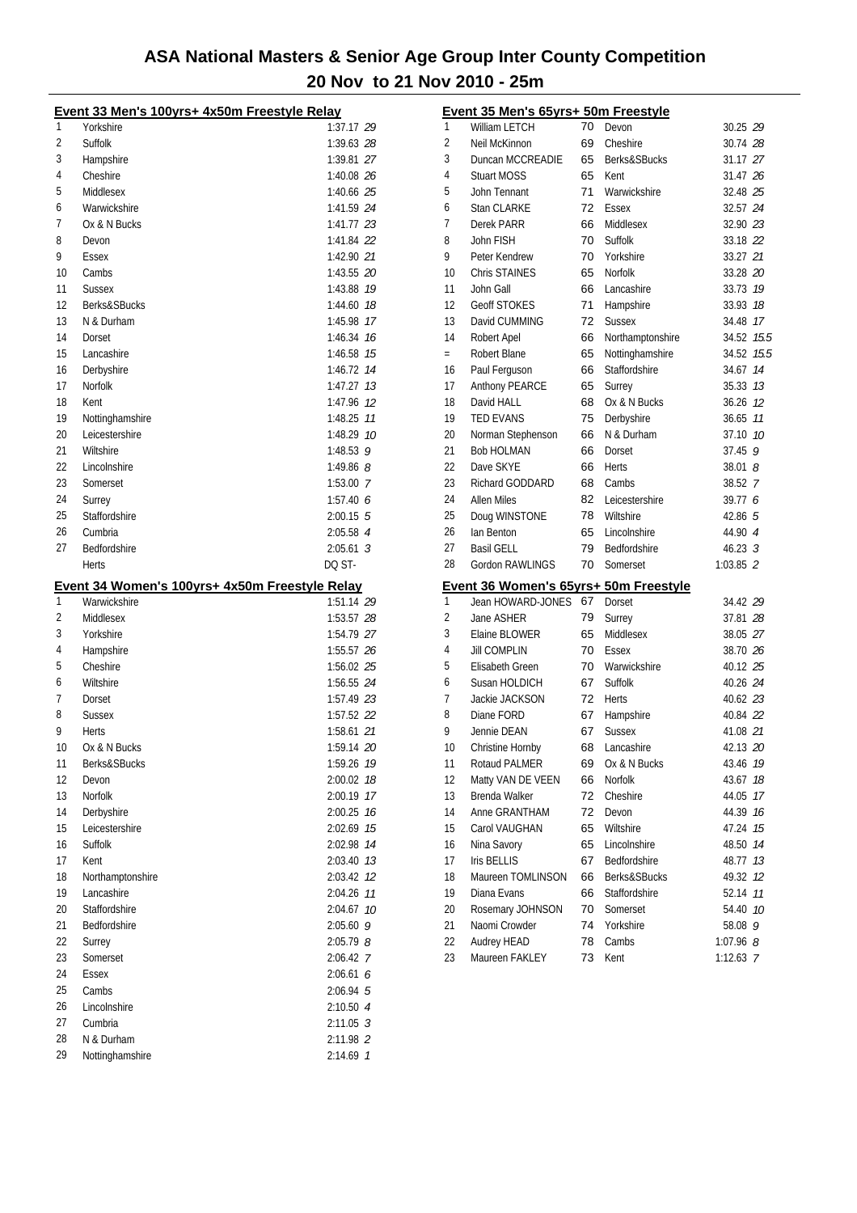# ASA National Masters & Senior Age Group Inter County Competition

## 20 Nov to 21 Nov 2010 - 25m

### Event 33 Men's 100yrs+ 4x50m Freestyle Relay

| Place | Team | Time | Points |
|---|---|---|---|
| 1 | Yorkshire | 1:37.17 | 29 |
| 2 | Suffolk | 1:39.63 | 28 |
| 3 | Hampshire | 1:39.81 | 27 |
| 4 | Cheshire | 1:40.08 | 26 |
| 5 | Middlesex | 1:40.66 | 25 |
| 6 | Warwickshire | 1:41.59 | 24 |
| 7 | Ox & N Bucks | 1:41.77 | 23 |
| 8 | Devon | 1:41.84 | 22 |
| 9 | Essex | 1:42.90 | 21 |
| 10 | Cambs | 1:43.55 | 20 |
| 11 | Sussex | 1:43.88 | 19 |
| 12 | Berks&SBucks | 1:44.60 | 18 |
| 13 | N & Durham | 1:45.98 | 17 |
| 14 | Dorset | 1:46.34 | 16 |
| 15 | Lancashire | 1:46.58 | 15 |
| 16 | Derbyshire | 1:46.72 | 14 |
| 17 | Norfolk | 1:47.27 | 13 |
| 18 | Kent | 1:47.96 | 12 |
| 19 | Nottinghamshire | 1:48.25 | 11 |
| 20 | Leicestershire | 1:48.29 | 10 |
| 21 | Wiltshire | 1:48.53 | 9 |
| 22 | Lincolnshire | 1:49.86 | 8 |
| 23 | Somerset | 1:53.00 | 7 |
| 24 | Surrey | 1:57.40 | 6 |
| 25 | Staffordshire | 2:00.15 | 5 |
| 26 | Cumbria | 2:05.58 | 4 |
| 27 | Bedfordshire | 2:05.61 | 3 |
| | Herts | DQ ST- | |

### Event 34 Women's 100yrs+ 4x50m Freestyle Relay

| Place | Team | Time | Points |
|---|---|---|---|
| 1 | Warwickshire | 1:51.14 | 29 |
| 2 | Middlesex | 1:53.57 | 28 |
| 3 | Yorkshire | 1:54.79 | 27 |
| 4 | Hampshire | 1:55.57 | 26 |
| 5 | Cheshire | 1:56.02 | 25 |
| 6 | Wiltshire | 1:56.55 | 24 |
| 7 | Dorset | 1:57.49 | 23 |
| 8 | Sussex | 1:57.52 | 22 |
| 9 | Herts | 1:58.61 | 21 |
| 10 | Ox & N Bucks | 1:59.14 | 20 |
| 11 | Berks&SBucks | 1:59.26 | 19 |
| 12 | Devon | 2:00.02 | 18 |
| 13 | Norfolk | 2:00.19 | 17 |
| 14 | Derbyshire | 2:00.25 | 16 |
| 15 | Leicestershire | 2:02.69 | 15 |
| 16 | Suffolk | 2:02.98 | 14 |
| 17 | Kent | 2:03.40 | 13 |
| 18 | Northamptonshire | 2:03.42 | 12 |
| 19 | Lancashire | 2:04.26 | 11 |
| 20 | Staffordshire | 2:04.67 | 10 |
| 21 | Bedfordshire | 2:05.60 | 9 |
| 22 | Surrey | 2:05.79 | 8 |
| 23 | Somerset | 2:06.42 | 7 |
| 24 | Essex | 2:06.61 | 6 |
| 25 | Cambs | 2:06.94 | 5 |
| 26 | Lincolnshire | 2:10.50 | 4 |
| 27 | Cumbria | 2:11.05 | 3 |
| 28 | N & Durham | 2:11.98 | 2 |
| 29 | Nottinghamshire | 2:14.69 | 1 |

### Event 35 Men's 65yrs+ 50m Freestyle

| Place | Name | Age | County | Time | Points |
|---|---|---|---|---|---|
| 1 | William LETCH | 70 | Devon | 30.25 | 29 |
| 2 | Neil McKinnon | 69 | Cheshire | 30.74 | 28 |
| 3 | Duncan MCCREADIE | 65 | Berks&SBucks | 31.17 | 27 |
| 4 | Stuart MOSS | 65 | Kent | 31.47 | 26 |
| 5 | John Tennant | 71 | Warwickshire | 32.48 | 25 |
| 6 | Stan CLARKE | 72 | Essex | 32.57 | 24 |
| 7 | Derek PARR | 66 | Middlesex | 32.90 | 23 |
| 8 | John FISH | 70 | Suffolk | 33.18 | 22 |
| 9 | Peter Kendrew | 70 | Yorkshire | 33.27 | 21 |
| 10 | Chris STAINES | 65 | Norfolk | 33.28 | 20 |
| 11 | John Gall | 66 | Lancashire | 33.73 | 19 |
| 12 | Geoff STOKES | 71 | Hampshire | 33.93 | 18 |
| 13 | David CUMMING | 72 | Sussex | 34.48 | 17 |
| 14 | Robert Apel | 66 | Northamptonshire | 34.52 | 15.5 |
| = | Robert Blane | 65 | Nottinghamshire | 34.52 | 15.5 |
| 16 | Paul Ferguson | 66 | Staffordshire | 34.67 | 14 |
| 17 | Anthony PEARCE | 65 | Surrey | 35.33 | 13 |
| 18 | David HALL | 68 | Ox & N Bucks | 36.26 | 12 |
| 19 | TED EVANS | 75 | Derbyshire | 36.65 | 11 |
| 20 | Norman Stephenson | 66 | N & Durham | 37.10 | 10 |
| 21 | Bob HOLMAN | 66 | Dorset | 37.45 | 9 |
| 22 | Dave SKYE | 66 | Herts | 38.01 | 8 |
| 23 | Richard GODDARD | 68 | Cambs | 38.52 | 7 |
| 24 | Allen Miles | 82 | Leicestershire | 39.77 | 6 |
| 25 | Doug WINSTONE | 78 | Wiltshire | 42.86 | 5 |
| 26 | Ian Benton | 65 | Lincolnshire | 44.90 | 4 |
| 27 | Basil GELL | 79 | Bedfordshire | 46.23 | 3 |
| 28 | Gordon RAWLINGS | 70 | Somerset | 1:03.85 | 2 |

### Event 36 Women's 65yrs+ 50m Freestyle

| Place | Name | Age | County | Time | Points |
|---|---|---|---|---|---|
| 1 | Jean HOWARD-JONES | 67 | Dorset | 34.42 | 29 |
| 2 | Jane ASHER | 79 | Surrey | 37.81 | 28 |
| 3 | Elaine BLOWER | 65 | Middlesex | 38.05 | 27 |
| 4 | Jill COMPLIN | 70 | Essex | 38.70 | 26 |
| 5 | Elisabeth Green | 70 | Warwickshire | 40.12 | 25 |
| 6 | Susan HOLDICH | 67 | Suffolk | 40.26 | 24 |
| 7 | Jackie JACKSON | 72 | Herts | 40.62 | 23 |
| 8 | Diane FORD | 67 | Hampshire | 40.84 | 22 |
| 9 | Jennie DEAN | 67 | Sussex | 41.08 | 21 |
| 10 | Christine Hornby | 68 | Lancashire | 42.13 | 20 |
| 11 | Rotaud PALMER | 69 | Ox & N Bucks | 43.46 | 19 |
| 12 | Matty VAN DE VEEN | 66 | Norfolk | 43.67 | 18 |
| 13 | Brenda Walker | 72 | Cheshire | 44.05 | 17 |
| 14 | Anne GRANTHAM | 72 | Devon | 44.39 | 16 |
| 15 | Carol VAUGHAN | 65 | Wiltshire | 47.24 | 15 |
| 16 | Nina Savory | 65 | Lincolnshire | 48.50 | 14 |
| 17 | Iris BELLIS | 67 | Bedfordshire | 48.77 | 13 |
| 18 | Maureen TOMLINSON | 66 | Berks&SBucks | 49.32 | 12 |
| 19 | Diana Evans | 66 | Staffordshire | 52.14 | 11 |
| 20 | Rosemary JOHNSON | 70 | Somerset | 54.40 | 10 |
| 21 | Naomi Crowder | 74 | Yorkshire | 58.08 | 9 |
| 22 | Audrey HEAD | 78 | Cambs | 1:07.96 | 8 |
| 23 | Maureen FAKLEY | 73 | Kent | 1:12.63 | 7 |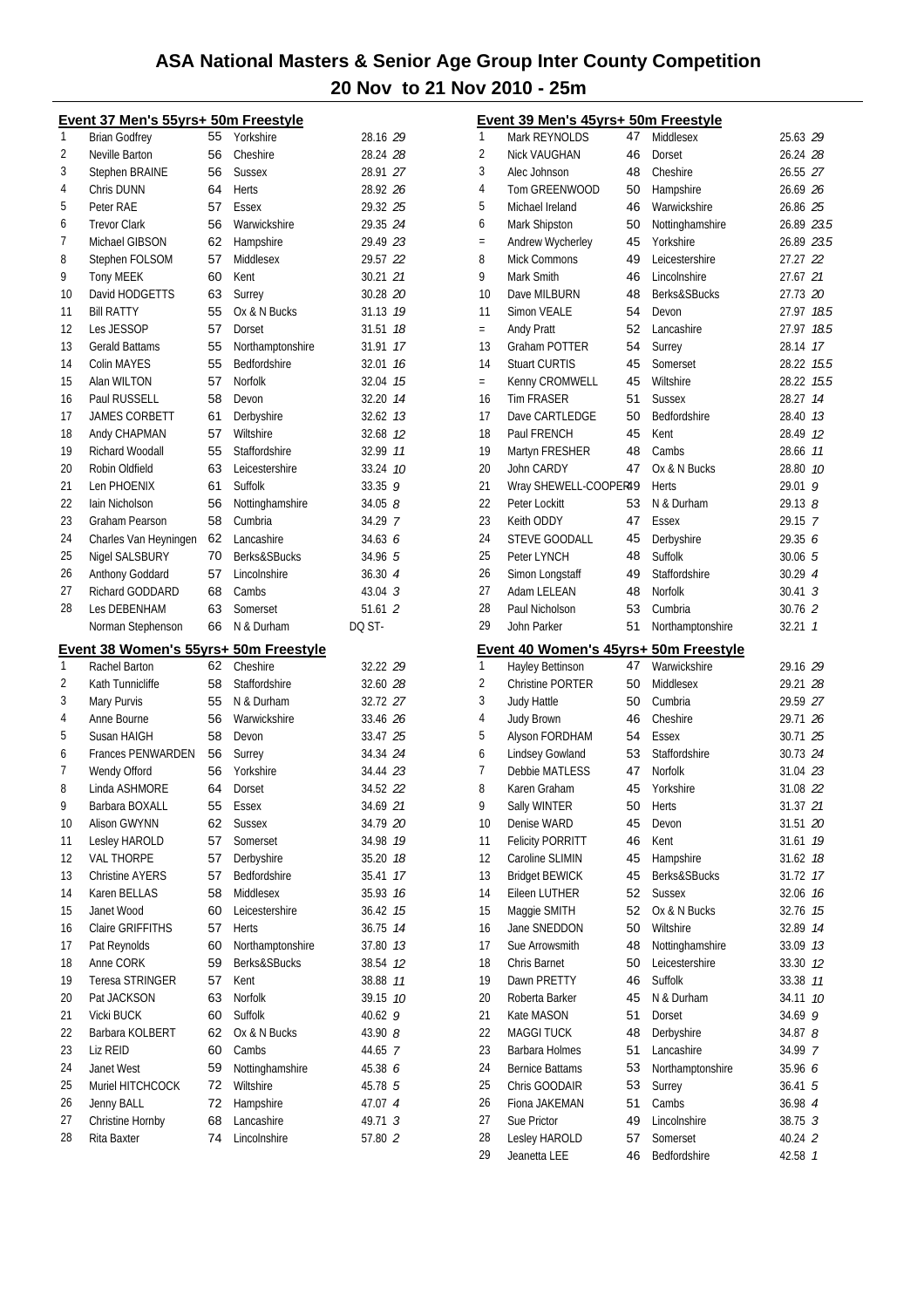# ASA National Masters & Senior Age Group Inter County Competition

## 20 Nov to 21 Nov 2010 - 25m

### Event 37 Men's 55yrs+ 50m Freestyle

| Place | Name | Age | County | Time | Points |
|---|---|---|---|---|---|
| 1 | Brian Godfrey | 55 | Yorkshire | 28.16 | 29 |
| 2 | Neville Barton | 56 | Cheshire | 28.24 | 28 |
| 3 | Stephen BRAINE | 56 | Sussex | 28.91 | 27 |
| 4 | Chris DUNN | 64 | Herts | 28.92 | 26 |
| 5 | Peter RAE | 57 | Essex | 29.32 | 25 |
| 6 | Trevor Clark | 56 | Warwickshire | 29.35 | 24 |
| 7 | Michael GIBSON | 62 | Hampshire | 29.49 | 23 |
| 8 | Stephen FOLSOM | 57 | Middlesex | 29.57 | 22 |
| 9 | Tony MEEK | 60 | Kent | 30.21 | 21 |
| 10 | David HODGETTS | 63 | Surrey | 30.28 | 20 |
| 11 | Bill RATTY | 55 | Ox & N Bucks | 31.13 | 19 |
| 12 | Les JESSOP | 57 | Dorset | 31.51 | 18 |
| 13 | Gerald Battams | 55 | Northamptonshire | 31.91 | 17 |
| 14 | Colin MAYES | 55 | Bedfordshire | 32.01 | 16 |
| 15 | Alan WILTON | 57 | Norfolk | 32.04 | 15 |
| 16 | Paul RUSSELL | 58 | Devon | 32.20 | 14 |
| 17 | JAMES CORBETT | 61 | Derbyshire | 32.62 | 13 |
| 18 | Andy CHAPMAN | 57 | Wiltshire | 32.68 | 12 |
| 19 | Richard Woodall | 55 | Staffordshire | 32.99 | 11 |
| 20 | Robin Oldfield | 63 | Leicestershire | 33.24 | 10 |
| 21 | Len PHOENIX | 61 | Suffolk | 33.35 | 9 |
| 22 | Iain Nicholson | 56 | Nottinghamshire | 34.05 | 8 |
| 23 | Graham Pearson | 58 | Cumbria | 34.29 | 7 |
| 24 | Charles Van Heyningen | 62 | Lancashire | 34.63 | 6 |
| 25 | Nigel SALSBURY | 70 | Berks&SBucks | 34.96 | 5 |
| 26 | Anthony Goddard | 57 | Lincolnshire | 36.30 | 4 |
| 27 | Richard GODDARD | 68 | Cambs | 43.04 | 3 |
| 28 | Les DEBENHAM | 63 | Somerset | 51.61 | 2 |
| | Norman Stephenson | 66 | N & Durham | DQ ST- | |

### Event 38 Women's 55yrs+ 50m Freestyle

| Place | Name | Age | County | Time | Points |
|---|---|---|---|---|---|
| 1 | Rachel Barton | 62 | Cheshire | 32.22 | 29 |
| 2 | Kath Tunnicliffe | 58 | Staffordshire | 32.60 | 28 |
| 3 | Mary Purvis | 55 | N & Durham | 32.72 | 27 |
| 4 | Anne Bourne | 56 | Warwickshire | 33.46 | 26 |
| 5 | Susan HAIGH | 58 | Devon | 33.47 | 25 |
| 6 | Frances PENWARDEN | 56 | Surrey | 34.34 | 24 |
| 7 | Wendy Offord | 56 | Yorkshire | 34.44 | 23 |
| 8 | Linda ASHMORE | 64 | Dorset | 34.52 | 22 |
| 9 | Barbara BOXALL | 55 | Essex | 34.69 | 21 |
| 10 | Alison GWYNN | 62 | Sussex | 34.79 | 20 |
| 11 | Lesley HAROLD | 57 | Somerset | 34.98 | 19 |
| 12 | VAL THORPE | 57 | Derbyshire | 35.20 | 18 |
| 13 | Christine AYERS | 57 | Bedfordshire | 35.41 | 17 |
| 14 | Karen BELLAS | 58 | Middlesex | 35.93 | 16 |
| 15 | Janet Wood | 60 | Leicestershire | 36.42 | 15 |
| 16 | Claire GRIFFITHS | 57 | Herts | 36.75 | 14 |
| 17 | Pat Reynolds | 60 | Northamptonshire | 37.80 | 13 |
| 18 | Anne CORK | 59 | Berks&SBucks | 38.54 | 12 |
| 19 | Teresa STRINGER | 57 | Kent | 38.88 | 11 |
| 20 | Pat JACKSON | 63 | Norfolk | 39.15 | 10 |
| 21 | Vicki BUCK | 60 | Suffolk | 40.62 | 9 |
| 22 | Barbara KOLBERT | 62 | Ox & N Bucks | 43.90 | 8 |
| 23 | Liz REID | 60 | Cambs | 44.65 | 7 |
| 24 | Janet West | 59 | Nottinghamshire | 45.38 | 6 |
| 25 | Muriel HITCHCOCK | 72 | Wiltshire | 45.78 | 5 |
| 26 | Jenny BALL | 72 | Hampshire | 47.07 | 4 |
| 27 | Christine Hornby | 68 | Lancashire | 49.71 | 3 |
| 28 | Rita Baxter | 74 | Lincolnshire | 57.80 | 2 |

### Event 39 Men's 45yrs+ 50m Freestyle

| Place | Name | Age | County | Time | Points |
|---|---|---|---|---|---|
| 1 | Mark REYNOLDS | 47 | Middlesex | 25.63 | 29 |
| 2 | Nick VAUGHAN | 46 | Dorset | 26.24 | 28 |
| 3 | Alec Johnson | 48 | Cheshire | 26.55 | 27 |
| 4 | Tom GREENWOOD | 50 | Hampshire | 26.69 | 26 |
| 5 | Michael Ireland | 46 | Warwickshire | 26.86 | 25 |
| 6 | Mark Shipston | 50 | Nottinghamshire | 26.89 | 23.5 |
| = | Andrew Wycherley | 45 | Yorkshire | 26.89 | 23.5 |
| 8 | Mick Commons | 49 | Leicestershire | 27.27 | 22 |
| 9 | Mark Smith | 46 | Lincolnshire | 27.67 | 21 |
| 10 | Dave MILBURN | 48 | Berks&SBucks | 27.73 | 20 |
| 11 | Simon VEALE | 54 | Devon | 27.97 | 18.5 |
| = | Andy Pratt | 52 | Lancashire | 27.97 | 18.5 |
| 13 | Graham POTTER | 54 | Surrey | 28.14 | 17 |
| 14 | Stuart CURTIS | 45 | Somerset | 28.22 | 15.5 |
| = | Kenny CROMWELL | 45 | Wiltshire | 28.22 | 15.5 |
| 16 | Tim FRASER | 51 | Sussex | 28.27 | 14 |
| 17 | Dave CARTLEDGE | 50 | Bedfordshire | 28.40 | 13 |
| 18 | Paul FRENCH | 45 | Kent | 28.49 | 12 |
| 19 | Martyn FRESHER | 48 | Cambs | 28.66 | 11 |
| 20 | John CARDY | 47 | Ox & N Bucks | 28.80 | 10 |
| 21 | Wray SHEWELL-COOPER | 49 | Herts | 29.01 | 9 |
| 22 | Peter Lockitt | 53 | N & Durham | 29.13 | 8 |
| 23 | Keith ODDY | 47 | Essex | 29.15 | 7 |
| 24 | STEVE GOODALL | 45 | Derbyshire | 29.35 | 6 |
| 25 | Peter LYNCH | 48 | Suffolk | 30.06 | 5 |
| 26 | Simon Longstaff | 49 | Staffordshire | 30.29 | 4 |
| 27 | Adam LELEAN | 48 | Norfolk | 30.41 | 3 |
| 28 | Paul Nicholson | 53 | Cumbria | 30.76 | 2 |
| 29 | John Parker | 51 | Northamptonshire | 32.21 | 1 |

### Event 40 Women's 45yrs+ 50m Freestyle

| Place | Name | Age | County | Time | Points |
|---|---|---|---|---|---|
| 1 | Hayley Bettinson | 47 | Warwickshire | 29.16 | 29 |
| 2 | Christine PORTER | 50 | Middlesex | 29.21 | 28 |
| 3 | Judy Hattle | 50 | Cumbria | 29.59 | 27 |
| 4 | Judy Brown | 46 | Cheshire | 29.71 | 26 |
| 5 | Alyson FORDHAM | 54 | Essex | 30.71 | 25 |
| 6 | Lindsey Gowland | 53 | Staffordshire | 30.73 | 24 |
| 7 | Debbie MATLESS | 47 | Norfolk | 31.04 | 23 |
| 8 | Karen Graham | 45 | Yorkshire | 31.08 | 22 |
| 9 | Sally WINTER | 50 | Herts | 31.37 | 21 |
| 10 | Denise WARD | 45 | Devon | 31.51 | 20 |
| 11 | Felicity PORRITT | 46 | Kent | 31.61 | 19 |
| 12 | Caroline SLIMIN | 45 | Hampshire | 31.62 | 18 |
| 13 | Bridget BEWICK | 45 | Berks&SBucks | 31.72 | 17 |
| 14 | Eileen LUTHER | 52 | Sussex | 32.06 | 16 |
| 15 | Maggie SMITH | 52 | Ox & N Bucks | 32.76 | 15 |
| 16 | Jane SNEDDON | 50 | Wiltshire | 32.89 | 14 |
| 17 | Sue Arrowsmith | 48 | Nottinghamshire | 33.09 | 13 |
| 18 | Chris Barnet | 50 | Leicestershire | 33.30 | 12 |
| 19 | Dawn PRETTY | 46 | Suffolk | 33.38 | 11 |
| 20 | Roberta Barker | 45 | N & Durham | 34.11 | 10 |
| 21 | Kate MASON | 51 | Dorset | 34.69 | 9 |
| 22 | MAGGI TUCK | 48 | Derbyshire | 34.87 | 8 |
| 23 | Barbara Holmes | 51 | Lancashire | 34.99 | 7 |
| 24 | Bernice Battams | 53 | Northamptonshire | 35.96 | 6 |
| 25 | Chris GOODAIR | 53 | Surrey | 36.41 | 5 |
| 26 | Fiona JAKEMAN | 51 | Cambs | 36.98 | 4 |
| 27 | Sue Prictor | 49 | Lincolnshire | 38.75 | 3 |
| 28 | Lesley HAROLD | 57 | Somerset | 40.24 | 2 |
| 29 | Jeanetta LEE | 46 | Bedfordshire | 42.58 | 1 |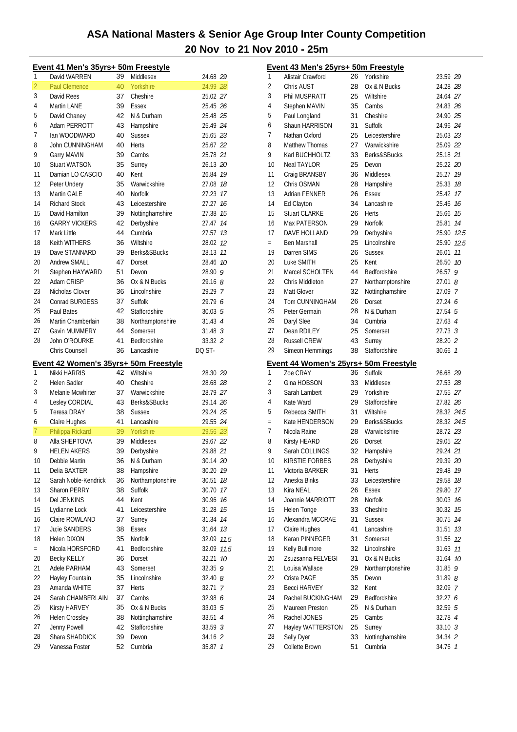# ASA National Masters & Senior Age Group Inter County Competition

## 20 Nov to 21 Nov 2010 - 25m

### Event 41 Men's 35yrs+ 50m Freestyle

| Place | Name | Age | County | Time | Points |
|---|---|---|---|---|---|
| 1 | David WARREN | 39 | Middlesex | 24.68 | 29 |
| 2 | Paul Clemence | 40 | Yorkshire | 24.99 | 28 |
| 3 | David Rees | 37 | Cheshire | 25.02 | 27 |
| 4 | Martin LANE | 39 | Essex | 25.45 | 26 |
| 5 | David Chaney | 42 | N & Durham | 25.48 | 25 |
| 6 | Adam PERROTT | 43 | Hampshire | 25.49 | 24 |
| 7 | Ian WOODWARD | 40 | Sussex | 25.65 | 23 |
| 8 | John CUNNINGHAM | 40 | Herts | 25.67 | 22 |
| 9 | Garry MAVIN | 39 | Cambs | 25.78 | 21 |
| 10 | Stuart WATSON | 35 | Surrey | 26.13 | 20 |
| 11 | Damian LO CASCIO | 40 | Kent | 26.84 | 19 |
| 12 | Peter Undery | 35 | Warwickshire | 27.08 | 18 |
| 13 | Martin GALE | 40 | Norfolk | 27.23 | 17 |
| 14 | Richard Stock | 43 | Leicestershire | 27.27 | 16 |
| 15 | David Hamilton | 39 | Nottinghamshire | 27.38 | 15 |
| 16 | GARRY VICKERS | 42 | Derbyshire | 27.47 | 14 |
| 17 | Mark Little | 44 | Cumbria | 27.57 | 13 |
| 18 | Keith WITHERS | 36 | Wiltshire | 28.02 | 12 |
| 19 | Dave STANNARD | 39 | Berks&SBucks | 28.13 | 11 |
| 20 | Andrew SMALL | 47 | Dorset | 28.46 | 10 |
| 21 | Stephen HAYWARD | 51 | Devon | 28.90 | 9 |
| 22 | Adam CRISP | 36 | Ox & N Bucks | 29.16 | 8 |
| 23 | Nicholas Clover | 36 | Lincolnshire | 29.29 | 7 |
| 24 | Conrad BURGESS | 37 | Suffolk | 29.79 | 6 |
| 25 | Paul Bates | 42 | Staffordshire | 30.03 | 5 |
| 26 | Martin Chamberlain | 38 | Northamptonshire | 31.43 | 4 |
| 27 | Gavin MUMMERY | 44 | Somerset | 31.48 | 3 |
| 28 | John O'ROURKE | 41 | Bedfordshire | 33.32 | 2 |
| | Chris Counsell | 36 | Lancashire | DQ ST- | |

### Event 42 Women's 35yrs+ 50m Freestyle

| Place | Name | Age | County | Time | Points |
|---|---|---|---|---|---|
| 1 | Nikki HARRIS | 42 | Wiltshire | 28.30 | 29 |
| 2 | Helen Sadler | 40 | Cheshire | 28.68 | 28 |
| 3 | Melanie Mcwhirter | 37 | Warwickshire | 28.79 | 27 |
| 4 | Lesley CORDIAL | 43 | Berks&SBucks | 29.14 | 26 |
| 5 | Teresa DRAY | 38 | Sussex | 29.24 | 25 |
| 6 | Claire Hughes | 41 | Lancashire | 29.55 | 24 |
| 7 | Philippa Rickard | 39 | Yorkshire | 29.56 | 23 |
| 8 | Alla SHEPTOVA | 39 | Middlesex | 29.67 | 22 |
| 9 | HELEN AKERS | 39 | Derbyshire | 29.88 | 21 |
| 10 | Debbie Martin | 36 | N & Durham | 30.14 | 20 |
| 11 | Delia BAXTER | 38 | Hampshire | 30.20 | 19 |
| 12 | Sarah Noble-Kendrick | 36 | Northamptonshire | 30.51 | 18 |
| 13 | Sharon PERRY | 38 | Suffolk | 30.70 | 17 |
| 14 | Del JENKINS | 44 | Kent | 30.96 | 16 |
| 15 | Lydianne Lock | 41 | Leicestershire | 31.28 | 15 |
| 16 | Claire ROWLAND | 37 | Surrey | 31.34 | 14 |
| 17 | Ju;ie SANDERS | 38 | Essex | 31.64 | 13 |
| 18 | Helen DIXON | 35 | Norfolk | 32.09 | 11.5 |
| = | Nicola HORSFORD | 41 | Bedfordshire | 32.09 | 11.5 |
| 20 | Becky KELLY | 36 | Dorset | 32.21 | 10 |
| 21 | Adele PARHAM | 43 | Somerset | 32.35 | 9 |
| 22 | Hayley Fountain | 35 | Lincolnshire | 32.40 | 8 |
| 23 | Amanda WHITE | 37 | Herts | 32.71 | 7 |
| 24 | Sarah CHAMBERLAIN | 37 | Cambs | 32.98 | 6 |
| 25 | Kirsty HARVEY | 35 | Ox & N Bucks | 33.03 | 5 |
| 26 | Helen Crossley | 38 | Nottinghamshire | 33.51 | 4 |
| 27 | Jenny Powell | 42 | Staffordshire | 33.59 | 3 |
| 28 | Shara SHADDICK | 39 | Devon | 34.16 | 2 |
| 29 | Vanessa Foster | 52 | Cumbria | 35.87 | 1 |

### Event 43 Men's 25yrs+ 50m Freestyle

| Place | Name | Age | County | Time | Points |
|---|---|---|---|---|---|
| 1 | Alistair Crawford | 26 | Yorkshire | 23.59 | 29 |
| 2 | Chris AUST | 28 | Ox & N Bucks | 24.28 | 28 |
| 3 | Phil MUSPRATT | 25 | Wiltshire | 24.64 | 27 |
| 4 | Stephen MAVIN | 35 | Cambs | 24.83 | 26 |
| 5 | Paul Longland | 31 | Cheshire | 24.90 | 25 |
| 6 | Shaun HARRISON | 31 | Suffolk | 24.96 | 24 |
| 7 | Nathan Oxford | 25 | Leicestershire | 25.03 | 23 |
| 8 | Matthew Thomas | 27 | Warwickshire | 25.09 | 22 |
| 9 | Karl BUCHHOLTZ | 33 | Berks&SBucks | 25.18 | 21 |
| 10 | Neal TAYLOR | 25 | Devon | 25.22 | 20 |
| 11 | Craig BRANSBY | 36 | Middlesex | 25.27 | 19 |
| 12 | Chris OSMAN | 28 | Hampshire | 25.33 | 18 |
| 13 | Adrian FENNER | 26 | Essex | 25.42 | 17 |
| 14 | Ed Clayton | 34 | Lancashire | 25.46 | 16 |
| 15 | Stuart CLARKE | 26 | Herts | 25.66 | 15 |
| 16 | Max PATERSON | 29 | Norfolk | 25.81 | 14 |
| 17 | DAVE HOLLAND | 29 | Derbyshire | 25.90 | 12.5 |
| = | Ben Marshall | 25 | Lincolnshire | 25.90 | 12.5 |
| 19 | Darren SIMS | 26 | Sussex | 26.01 | 11 |
| 20 | Luke SMITH | 25 | Kent | 26.50 | 10 |
| 21 | Marcel SCHOLTEN | 44 | Bedfordshire | 26.57 | 9 |
| 22 | Chris Middleton | 27 | Northamptonshire | 27.01 | 8 |
| 23 | Matt Glover | 32 | Nottinghamshire | 27.09 | 7 |
| 24 | Tom CUNNINGHAM | 26 | Dorset | 27.24 | 6 |
| 25 | Peter Germain | 28 | N & Durham | 27.54 | 5 |
| 26 | Daryl Slee | 34 | Cumbria | 27.63 | 4 |
| 27 | Dean RDILEY | 25 | Somerset | 27.73 | 3 |
| 28 | Russell CREW | 43 | Surrey | 28.20 | 2 |
| 29 | Simeon Hemmings | 38 | Staffordshire | 30.66 | 1 |

### Event 44 Women's 25yrs+ 50m Freestyle

| Place | Name | Age | County | Time | Points |
|---|---|---|---|---|---|
| 1 | Zoe CRAY | 36 | Suffolk | 26.68 | 29 |
| 2 | Gina HOBSON | 33 | Middlesex | 27.53 | 28 |
| 3 | Sarah Lambert | 29 | Yorkshire | 27.55 | 27 |
| 4 | Kate Ward | 29 | Staffordshire | 27.82 | 26 |
| 5 | Rebecca SMITH | 31 | Wiltshire | 28.32 | 24.5 |
| = | Kate HENDERSON | 29 | Berks&SBucks | 28.32 | 24.5 |
| 7 | Nicola Raine | 28 | Warwickshire | 28.72 | 23 |
| 8 | Kirsty HEARD | 26 | Dorset | 29.05 | 22 |
| 9 | Sarah COLLINGS | 32 | Hampshire | 29.24 | 21 |
| 10 | KIRSTIE FORBES | 28 | Derbyshire | 29.39 | 20 |
| 11 | Victoria BARKER | 31 | Herts | 29.48 | 19 |
| 12 | Aneska Binks | 33 | Leicestershire | 29.58 | 18 |
| 13 | Kira NEAL | 26 | Essex | 29.80 | 17 |
| 14 | Joannie MARRIOTT | 28 | Norfolk | 30.03 | 16 |
| 15 | Helen Tonge | 33 | Cheshire | 30.32 | 15 |
| 16 | Alexandra MCCRAE | 31 | Sussex | 30.75 | 14 |
| 17 | Claire Hughes | 41 | Lancashire | 31.51 | 13 |
| 18 | Karan PINNEGER | 31 | Somerset | 31.56 | 12 |
| 19 | Kelly Bullimore | 32 | Lincolnshire | 31.63 | 11 |
| 20 | Zsuzsanna FELVEGI | 31 | Ox & N Bucks | 31.64 | 10 |
| 21 | Louisa Wallace | 29 | Northamptonshire | 31.85 | 9 |
| 22 | Crista PAGE | 35 | Devon | 31.89 | 8 |
| 23 | Becci HARVEY | 32 | Kent | 32.09 | 7 |
| 24 | Rachel BUCKINGHAM | 29 | Bedfordshire | 32.27 | 6 |
| 25 | Maureen Preston | 25 | N & Durham | 32.59 | 5 |
| 26 | Rachel JONES | 25 | Cambs | 32.78 | 4 |
| 27 | Hayley WATTERSTON | 25 | Surrey | 33.10 | 3 |
| 28 | Sally Dyer | 33 | Nottinghamshire | 34.34 | 2 |
| 29 | Collette Brown | 51 | Cumbria | 34.76 | 1 |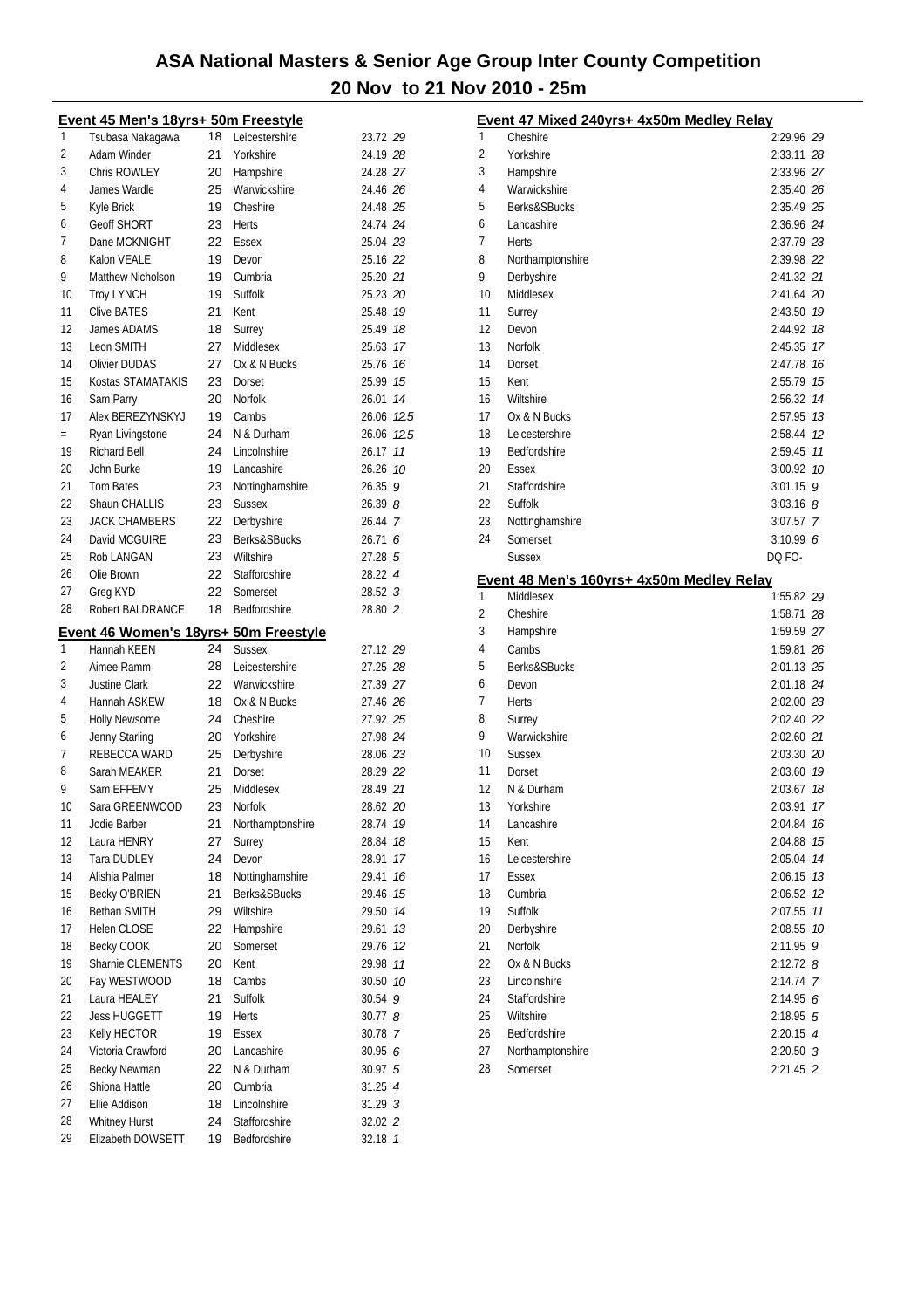# ASA National Masters & Senior Age Group Inter County Competition

## 20 Nov to 21 Nov 2010 - 25m

### Event 45 Men's 18yrs+ 50m Freestyle

| Place | Name | Age | County | Time | Points |
|---|---|---|---|---|---|
| 1 | Tsubasa Nakagawa | 18 | Leicestershire | 23.72 | 29 |
| 2 | Adam Winder | 21 | Yorkshire | 24.19 | 28 |
| 3 | Chris ROWLEY | 20 | Hampshire | 24.28 | 27 |
| 4 | James Wardle | 25 | Warwickshire | 24.46 | 26 |
| 5 | Kyle Brick | 19 | Cheshire | 24.48 | 25 |
| 6 | Geoff SHORT | 23 | Herts | 24.74 | 24 |
| 7 | Dane MCKNIGHT | 22 | Essex | 25.04 | 23 |
| 8 | Kalon VEALE | 19 | Devon | 25.16 | 22 |
| 9 | Matthew Nicholson | 19 | Cumbria | 25.20 | 21 |
| 10 | Troy LYNCH | 19 | Suffolk | 25.23 | 20 |
| 11 | Clive BATES | 21 | Kent | 25.48 | 19 |
| 12 | James ADAMS | 18 | Surrey | 25.49 | 18 |
| 13 | Leon SMITH | 27 | Middlesex | 25.63 | 17 |
| 14 | Olivier DUDAS | 27 | Ox & N Bucks | 25.76 | 16 |
| 15 | Kostas STAMATAKIS | 23 | Dorset | 25.99 | 15 |
| 16 | Sam Parry | 20 | Norfolk | 26.01 | 14 |
| 17 | Alex BEREZYNSKYJ | 19 | Cambs | 26.06 | 12.5 |
| = | Ryan Livingstone | 24 | N & Durham | 26.06 | 12.5 |
| 19 | Richard Bell | 24 | Lincolnshire | 26.17 | 11 |
| 20 | John Burke | 19 | Lancashire | 26.26 | 10 |
| 21 | Tom Bates | 23 | Nottinghamshire | 26.35 | 9 |
| 22 | Shaun CHALLIS | 23 | Sussex | 26.39 | 8 |
| 23 | JACK CHAMBERS | 22 | Derbyshire | 26.44 | 7 |
| 24 | David MCGUIRE | 23 | Berks&SBucks | 26.71 | 6 |
| 25 | Rob LANGAN | 23 | Wiltshire | 27.28 | 5 |
| 26 | Olie Brown | 22 | Staffordshire | 28.22 | 4 |
| 27 | Greg KYD | 22 | Somerset | 28.52 | 3 |
| 28 | Robert BALDRANCE | 18 | Bedfordshire | 28.80 | 2 |

### Event 46 Women's 18yrs+ 50m Freestyle

| Place | Name | Age | County | Time | Points |
|---|---|---|---|---|---|
| 1 | Hannah KEEN | 24 | Sussex | 27.12 | 29 |
| 2 | Aimee Ramm | 28 | Leicestershire | 27.25 | 28 |
| 3 | Justine Clark | 22 | Warwickshire | 27.39 | 27 |
| 4 | Hannah ASKEW | 18 | Ox & N Bucks | 27.46 | 26 |
| 5 | Holly Newsome | 24 | Cheshire | 27.92 | 25 |
| 6 | Jenny Starling | 20 | Yorkshire | 27.98 | 24 |
| 7 | REBECCA WARD | 25 | Derbyshire | 28.06 | 23 |
| 8 | Sarah MEAKER | 21 | Dorset | 28.29 | 22 |
| 9 | Sam EFFEMY | 25 | Middlesex | 28.49 | 21 |
| 10 | Sara GREENWOOD | 23 | Norfolk | 28.62 | 20 |
| 11 | Jodie Barber | 21 | Northamptonshire | 28.74 | 19 |
| 12 | Laura HENRY | 27 | Surrey | 28.84 | 18 |
| 13 | Tara DUDLEY | 24 | Devon | 28.91 | 17 |
| 14 | Alishia Palmer | 18 | Nottinghamshire | 29.41 | 16 |
| 15 | Becky O'BRIEN | 21 | Berks&SBucks | 29.46 | 15 |
| 16 | Bethan SMITH | 29 | Wiltshire | 29.50 | 14 |
| 17 | Helen CLOSE | 22 | Hampshire | 29.61 | 13 |
| 18 | Becky COOK | 20 | Somerset | 29.76 | 12 |
| 19 | Sharnie CLEMENTS | 20 | Kent | 29.98 | 11 |
| 20 | Fay WESTWOOD | 18 | Cambs | 30.50 | 10 |
| 21 | Laura HEALEY | 21 | Suffolk | 30.54 | 9 |
| 22 | Jess HUGGETT | 19 | Herts | 30.77 | 8 |
| 23 | Kelly HECTOR | 19 | Essex | 30.78 | 7 |
| 24 | Victoria Crawford | 20 | Lancashire | 30.95 | 6 |
| 25 | Becky Newman | 22 | N & Durham | 30.97 | 5 |
| 26 | Shiona Hattle | 20 | Cumbria | 31.25 | 4 |
| 27 | Ellie Addison | 18 | Lincolnshire | 31.29 | 3 |
| 28 | Whitney Hurst | 24 | Staffordshire | 32.02 | 2 |
| 29 | Elizabeth DOWSETT | 19 | Bedfordshire | 32.18 | 1 |

### Event 47 Mixed 240yrs+ 4x50m Medley Relay

| Place | County | Time | Points |
|---|---|---|---|
| 1 | Cheshire | 2:29.96 | 29 |
| 2 | Yorkshire | 2:33.11 | 28 |
| 3 | Hampshire | 2:33.96 | 27 |
| 4 | Warwickshire | 2:35.40 | 26 |
| 5 | Berks&SBucks | 2:35.49 | 25 |
| 6 | Lancashire | 2:36.96 | 24 |
| 7 | Herts | 2:37.79 | 23 |
| 8 | Northamptonshire | 2:39.98 | 22 |
| 9 | Derbyshire | 2:41.32 | 21 |
| 10 | Middlesex | 2:41.64 | 20 |
| 11 | Surrey | 2:43.50 | 19 |
| 12 | Devon | 2:44.92 | 18 |
| 13 | Norfolk | 2:45.35 | 17 |
| 14 | Dorset | 2:47.78 | 16 |
| 15 | Kent | 2:55.79 | 15 |
| 16 | Wiltshire | 2:56.32 | 14 |
| 17 | Ox & N Bucks | 2:57.95 | 13 |
| 18 | Leicestershire | 2:58.44 | 12 |
| 19 | Bedfordshire | 2:59.45 | 11 |
| 20 | Essex | 3:00.92 | 10 |
| 21 | Staffordshire | 3:01.15 | 9 |
| 22 | Suffolk | 3:03.16 | 8 |
| 23 | Nottinghamshire | 3:07.57 | 7 |
| 24 | Somerset | 3:10.99 | 6 |
| | Sussex | DQ FO- | |

### Event 48 Men's 160yrs+ 4x50m Medley Relay

| Place | County | Time | Points |
|---|---|---|---|
| 1 | Middlesex | 1:55.82 | 29 |
| 2 | Cheshire | 1:58.71 | 28 |
| 3 | Hampshire | 1:59.59 | 27 |
| 4 | Cambs | 1:59.81 | 26 |
| 5 | Berks&SBucks | 2:01.13 | 25 |
| 6 | Devon | 2:01.18 | 24 |
| 7 | Herts | 2:02.00 | 23 |
| 8 | Surrey | 2:02.40 | 22 |
| 9 | Warwickshire | 2:02.60 | 21 |
| 10 | Sussex | 2:03.30 | 20 |
| 11 | Dorset | 2:03.60 | 19 |
| 12 | N & Durham | 2:03.67 | 18 |
| 13 | Yorkshire | 2:03.91 | 17 |
| 14 | Lancashire | 2:04.84 | 16 |
| 15 | Kent | 2:04.88 | 15 |
| 16 | Leicestershire | 2:05.04 | 14 |
| 17 | Essex | 2:06.15 | 13 |
| 18 | Cumbria | 2:06.52 | 12 |
| 19 | Suffolk | 2:07.55 | 11 |
| 20 | Derbyshire | 2:08.55 | 10 |
| 21 | Norfolk | 2:11.95 | 9 |
| 22 | Ox & N Bucks | 2:12.72 | 8 |
| 23 | Lincolnshire | 2:14.74 | 7 |
| 24 | Staffordshire | 2:14.95 | 6 |
| 25 | Wiltshire | 2:18.95 | 5 |
| 26 | Bedfordshire | 2:20.15 | 4 |
| 27 | Northamptonshire | 2:20.50 | 3 |
| 28 | Somerset | 2:21.45 | 2 |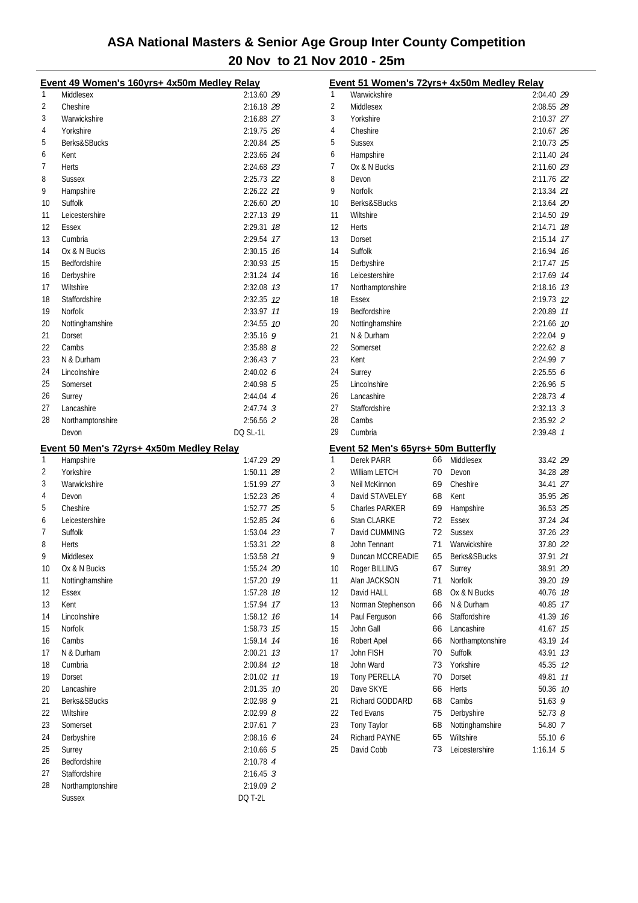# ASA National Masters & Senior Age Group Inter County Competition

## 20 Nov to 21 Nov 2010 - 25m

### Event 49 Women's 160yrs+ 4x50m Medley Relay

| Place | Team | Time | Points |
|---|---|---|---|
| 1 | Middlesex | 2:13.60 | 29 |
| 2 | Cheshire | 2:16.18 | 28 |
| 3 | Warwickshire | 2:16.88 | 27 |
| 4 | Yorkshire | 2:19.75 | 26 |
| 5 | Berks&SBucks | 2:20.84 | 25 |
| 6 | Kent | 2:23.66 | 24 |
| 7 | Herts | 2:24.68 | 23 |
| 8 | Sussex | 2:25.73 | 22 |
| 9 | Hampshire | 2:26.22 | 21 |
| 10 | Suffolk | 2:26.60 | 20 |
| 11 | Leicestershire | 2:27.13 | 19 |
| 12 | Essex | 2:29.31 | 18 |
| 13 | Cumbria | 2:29.54 | 17 |
| 14 | Ox & N Bucks | 2:30.15 | 16 |
| 15 | Bedfordshire | 2:30.93 | 15 |
| 16 | Derbyshire | 2:31.24 | 14 |
| 17 | Wiltshire | 2:32.08 | 13 |
| 18 | Staffordshire | 2:32.35 | 12 |
| 19 | Norfolk | 2:33.97 | 11 |
| 20 | Nottinghamshire | 2:34.55 | 10 |
| 21 | Dorset | 2:35.16 | 9 |
| 22 | Cambs | 2:35.88 | 8 |
| 23 | N & Durham | 2:36.43 | 7 |
| 24 | Lincolnshire | 2:40.02 | 6 |
| 25 | Somerset | 2:40.98 | 5 |
| 26 | Surrey | 2:44.04 | 4 |
| 27 | Lancashire | 2:47.74 | 3 |
| 28 | Northamptonshire | 2:56.56 | 2 |
| | Devon | DQ SL-1L | |

### Event 50 Men's 72yrs+ 4x50m Medley Relay

| Place | Team | Time | Points |
|---|---|---|---|
| 1 | Hampshire | 1:47.29 | 29 |
| 2 | Yorkshire | 1:50.11 | 28 |
| 3 | Warwickshire | 1:51.99 | 27 |
| 4 | Devon | 1:52.23 | 26 |
| 5 | Cheshire | 1:52.77 | 25 |
| 6 | Leicestershire | 1:52.85 | 24 |
| 7 | Suffolk | 1:53.04 | 23 |
| 8 | Herts | 1:53.31 | 22 |
| 9 | Middlesex | 1:53.58 | 21 |
| 10 | Ox & N Bucks | 1:55.24 | 20 |
| 11 | Nottinghamshire | 1:57.20 | 19 |
| 12 | Essex | 1:57.28 | 18 |
| 13 | Kent | 1:57.94 | 17 |
| 14 | Lincolnshire | 1:58.12 | 16 |
| 15 | Norfolk | 1:58.73 | 15 |
| 16 | Cambs | 1:59.14 | 14 |
| 17 | N & Durham | 2:00.21 | 13 |
| 18 | Cumbria | 2:00.84 | 12 |
| 19 | Dorset | 2:01.02 | 11 |
| 20 | Lancashire | 2:01.35 | 10 |
| 21 | Berks&SBucks | 2:02.98 | 9 |
| 22 | Wiltshire | 2:02.99 | 8 |
| 23 | Somerset | 2:07.61 | 7 |
| 24 | Derbyshire | 2:08.16 | 6 |
| 25 | Surrey | 2:10.66 | 5 |
| 26 | Bedfordshire | 2:10.78 | 4 |
| 27 | Staffordshire | 2:16.45 | 3 |
| 28 | Northamptonshire | 2:19.09 | 2 |
| | Sussex | DQ T-2L | |

### Event 51 Women's 72yrs+ 4x50m Medley Relay

| Place | Team | Time | Points |
|---|---|---|---|
| 1 | Warwickshire | 2:04.40 | 29 |
| 2 | Middlesex | 2:08.55 | 28 |
| 3 | Yorkshire | 2:10.37 | 27 |
| 4 | Cheshire | 2:10.67 | 26 |
| 5 | Sussex | 2:10.73 | 25 |
| 6 | Hampshire | 2:11.40 | 24 |
| 7 | Ox & N Bucks | 2:11.60 | 23 |
| 8 | Devon | 2:11.76 | 22 |
| 9 | Norfolk | 2:13.34 | 21 |
| 10 | Berks&SBucks | 2:13.64 | 20 |
| 11 | Wiltshire | 2:14.50 | 19 |
| 12 | Herts | 2:14.71 | 18 |
| 13 | Dorset | 2:15.14 | 17 |
| 14 | Suffolk | 2:16.94 | 16 |
| 15 | Derbyshire | 2:17.47 | 15 |
| 16 | Leicestershire | 2:17.69 | 14 |
| 17 | Northamptonshire | 2:18.16 | 13 |
| 18 | Essex | 2:19.73 | 12 |
| 19 | Bedfordshire | 2:20.89 | 11 |
| 20 | Nottinghamshire | 2:21.66 | 10 |
| 21 | N & Durham | 2:22.04 | 9 |
| 22 | Somerset | 2:22.62 | 8 |
| 23 | Kent | 2:24.99 | 7 |
| 24 | Surrey | 2:25.55 | 6 |
| 25 | Lincolnshire | 2:26.96 | 5 |
| 26 | Lancashire | 2:28.73 | 4 |
| 27 | Staffordshire | 2:32.13 | 3 |
| 28 | Cambs | 2:35.92 | 2 |
| 29 | Cumbria | 2:39.48 | 1 |

### Event 52 Men's 65yrs+ 50m Butterfly

| Place | Name | Age | Team | Time | Points |
|---|---|---|---|---|---|
| 1 | Derek PARR | 66 | Middlesex | 33.42 | 29 |
| 2 | William LETCH | 70 | Devon | 34.28 | 28 |
| 3 | Neil McKinnon | 69 | Cheshire | 34.41 | 27 |
| 4 | David STAVELEY | 68 | Kent | 35.95 | 26 |
| 5 | Charles PARKER | 69 | Hampshire | 36.53 | 25 |
| 6 | Stan CLARKE | 72 | Essex | 37.24 | 24 |
| 7 | David CUMMING | 72 | Sussex | 37.26 | 23 |
| 8 | John Tennant | 71 | Warwickshire | 37.80 | 22 |
| 9 | Duncan MCCREADIE | 65 | Berks&SBucks | 37.91 | 21 |
| 10 | Roger BILLING | 67 | Surrey | 38.91 | 20 |
| 11 | Alan JACKSON | 71 | Norfolk | 39.20 | 19 |
| 12 | David HALL | 68 | Ox & N Bucks | 40.76 | 18 |
| 13 | Norman Stephenson | 66 | N & Durham | 40.85 | 17 |
| 14 | Paul Ferguson | 66 | Staffordshire | 41.39 | 16 |
| 15 | John Gall | 66 | Lancashire | 41.67 | 15 |
| 16 | Robert Apel | 66 | Northamptonshire | 43.19 | 14 |
| 17 | John FISH | 70 | Suffolk | 43.91 | 13 |
| 18 | John Ward | 73 | Yorkshire | 45.35 | 12 |
| 19 | Tony PERELLA | 70 | Dorset | 49.81 | 11 |
| 20 | Dave SKYE | 66 | Herts | 50.36 | 10 |
| 21 | Richard GODDARD | 68 | Cambs | 51.63 | 9 |
| 22 | Ted Evans | 75 | Derbyshire | 52.73 | 8 |
| 23 | Tony Taylor | 68 | Nottinghamshire | 54.80 | 7 |
| 24 | Richard PAYNE | 65 | Wiltshire | 55.10 | 6 |
| 25 | David Cobb | 73 | Leicestershire | 1:16.14 | 5 |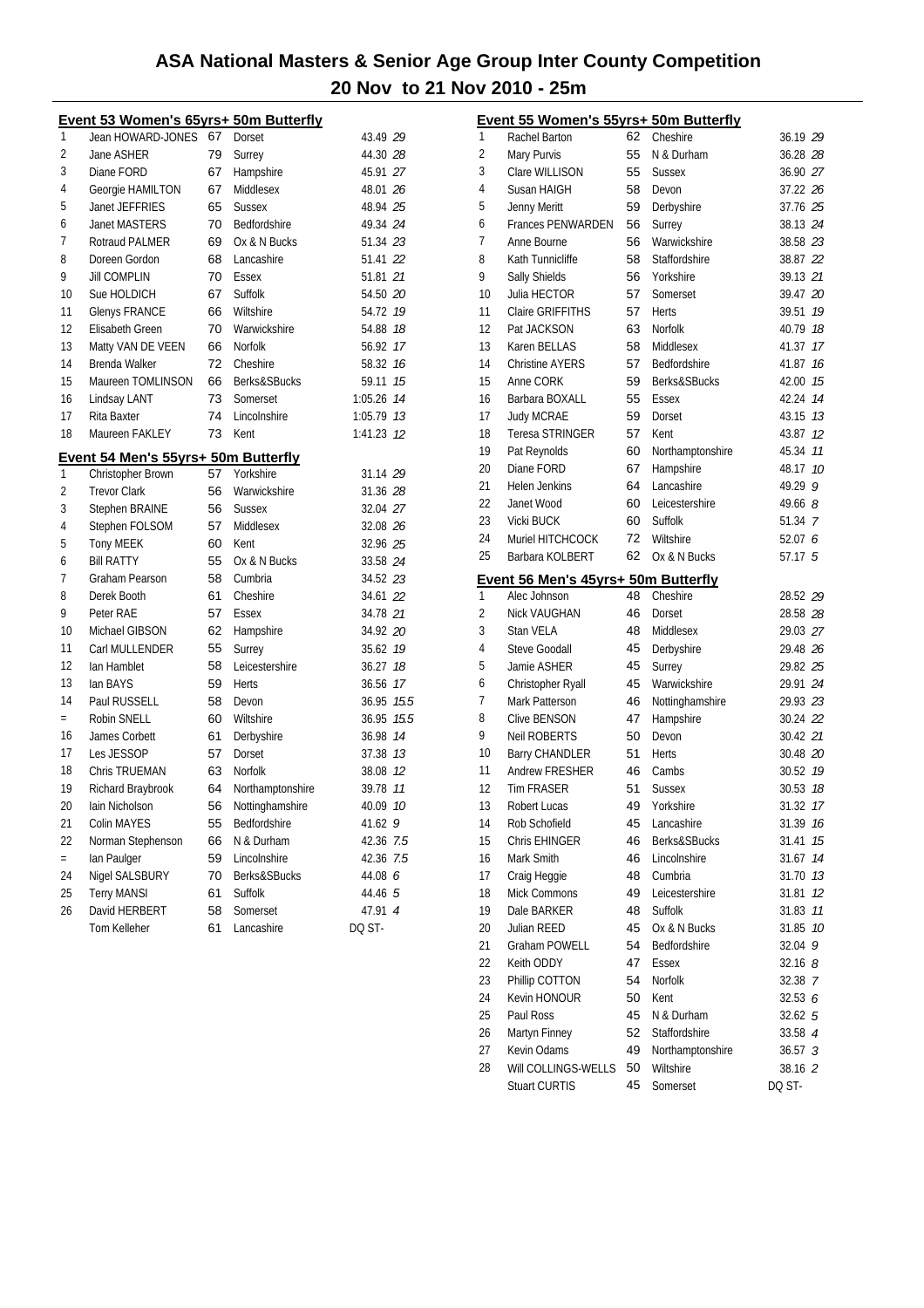# ASA National Masters & Senior Age Group Inter County Competition

## 20 Nov to 21 Nov 2010 - 25m

### Event 53 Women's 65yrs+ 50m Butterfly

| Place | Name | Age | County | Time | Points |
|---|---|---|---|---|---|
| 1 | Jean HOWARD-JONES | 67 | Dorset | 43.49 | 29 |
| 2 | Jane ASHER | 79 | Surrey | 44.30 | 28 |
| 3 | Diane FORD | 67 | Hampshire | 45.91 | 27 |
| 4 | Georgie HAMILTON | 67 | Middlesex | 48.01 | 26 |
| 5 | Janet JEFFRIES | 65 | Sussex | 48.94 | 25 |
| 6 | Janet MASTERS | 70 | Bedfordshire | 49.34 | 24 |
| 7 | Rotraud PALMER | 69 | Ox & N Bucks | 51.34 | 23 |
| 8 | Doreen Gordon | 68 | Lancashire | 51.41 | 22 |
| 9 | Jill COMPLIN | 70 | Essex | 51.81 | 21 |
| 10 | Sue HOLDICH | 67 | Suffolk | 54.50 | 20 |
| 11 | Glenys FRANCE | 66 | Wiltshire | 54.72 | 19 |
| 12 | Elisabeth Green | 70 | Warwickshire | 54.88 | 18 |
| 13 | Matty VAN DE VEEN | 66 | Norfolk | 56.92 | 17 |
| 14 | Brenda Walker | 72 | Cheshire | 58.32 | 16 |
| 15 | Maureen TOMLINSON | 66 | Berks&SBucks | 59.11 | 15 |
| 16 | Lindsay LANT | 73 | Somerset | 1:05.26 | 14 |
| 17 | Rita Baxter | 74 | Lincolnshire | 1:05.79 | 13 |
| 18 | Maureen FAKLEY | 73 | Kent | 1:41.23 | 12 |

### Event 54 Men's 55yrs+ 50m Butterfly

| Place | Name | Age | County | Time | Points |
|---|---|---|---|---|---|
| 1 | Christopher Brown | 57 | Yorkshire | 31.14 | 29 |
| 2 | Trevor Clark | 56 | Warwickshire | 31.36 | 28 |
| 3 | Stephen BRAINE | 56 | Sussex | 32.04 | 27 |
| 4 | Stephen FOLSOM | 57 | Middlesex | 32.08 | 26 |
| 5 | Tony MEEK | 60 | Kent | 32.96 | 25 |
| 6 | Bill RATTY | 55 | Ox & N Bucks | 33.58 | 24 |
| 7 | Graham Pearson | 58 | Cumbria | 34.52 | 23 |
| 8 | Derek Booth | 61 | Cheshire | 34.61 | 22 |
| 9 | Peter RAE | 57 | Essex | 34.78 | 21 |
| 10 | Michael GIBSON | 62 | Hampshire | 34.92 | 20 |
| 11 | Carl MULLENDER | 55 | Surrey | 35.62 | 19 |
| 12 | Ian Hamblet | 58 | Leicestershire | 36.27 | 18 |
| 13 | Ian BAYS | 59 | Herts | 36.56 | 17 |
| 14 | Paul RUSSELL | 58 | Devon | 36.95 | 15.5 |
| = | Robin SNELL | 60 | Wiltshire | 36.95 | 15.5 |
| 16 | James Corbett | 61 | Derbyshire | 36.98 | 14 |
| 17 | Les JESSOP | 57 | Dorset | 37.38 | 13 |
| 18 | Chris TRUEMAN | 63 | Norfolk | 38.08 | 12 |
| 19 | Richard Braybrook | 64 | Northamptonshire | 39.78 | 11 |
| 20 | Iain Nicholson | 56 | Nottinghamshire | 40.09 | 10 |
| 21 | Colin MAYES | 55 | Bedfordshire | 41.62 | 9 |
| 22 | Norman Stephenson | 66 | N & Durham | 42.36 | 7.5 |
| = | Ian Paulger | 59 | Lincolnshire | 42.36 | 7.5 |
| 24 | Nigel SALSBURY | 70 | Berks&SBucks | 44.08 | 6 |
| 25 | Terry MANSI | 61 | Suffolk | 44.46 | 5 |
| 26 | David HERBERT | 58 | Somerset | 47.91 | 4 |
| | Tom Kelleher | 61 | Lancashire | DQ ST- | |

### Event 55 Women's 55yrs+ 50m Butterfly

| Place | Name | Age | County | Time | Points |
|---|---|---|---|---|---|
| 1 | Rachel Barton | 62 | Cheshire | 36.19 | 29 |
| 2 | Mary Purvis | 55 | N & Durham | 36.28 | 28 |
| 3 | Clare WILLISON | 55 | Sussex | 36.90 | 27 |
| 4 | Susan HAIGH | 58 | Devon | 37.22 | 26 |
| 5 | Jenny Meritt | 59 | Derbyshire | 37.76 | 25 |
| 6 | Frances PENWARDEN | 56 | Surrey | 38.13 | 24 |
| 7 | Anne Bourne | 56 | Warwickshire | 38.58 | 23 |
| 8 | Kath Tunnicliffe | 58 | Staffordshire | 38.87 | 22 |
| 9 | Sally Shields | 56 | Yorkshire | 39.13 | 21 |
| 10 | Julia HECTOR | 57 | Somerset | 39.47 | 20 |
| 11 | Claire GRIFFITHS | 57 | Herts | 39.51 | 19 |
| 12 | Pat JACKSON | 63 | Norfolk | 40.79 | 18 |
| 13 | Karen BELLAS | 58 | Middlesex | 41.37 | 17 |
| 14 | Christine AYERS | 57 | Bedfordshire | 41.87 | 16 |
| 15 | Anne CORK | 59 | Berks&SBucks | 42.00 | 15 |
| 16 | Barbara BOXALL | 55 | Essex | 42.24 | 14 |
| 17 | Judy MCRAE | 59 | Dorset | 43.15 | 13 |
| 18 | Teresa STRINGER | 57 | Kent | 43.87 | 12 |
| 19 | Pat Reynolds | 60 | Northamptonshire | 45.34 | 11 |
| 20 | Diane FORD | 67 | Hampshire | 48.17 | 10 |
| 21 | Helen Jenkins | 64 | Lancashire | 49.29 | 9 |
| 22 | Janet Wood | 60 | Leicestershire | 49.66 | 8 |
| 23 | Vicki BUCK | 60 | Suffolk | 51.34 | 7 |
| 24 | Muriel HITCHCOCK | 72 | Wiltshire | 52.07 | 6 |
| 25 | Barbara KOLBERT | 62 | Ox & N Bucks | 57.17 | 5 |

### Event 56 Men's 45yrs+ 50m Butterfly

| Place | Name | Age | County | Time | Points |
|---|---|---|---|---|---|
| 1 | Alec Johnson | 48 | Cheshire | 28.52 | 29 |
| 2 | Nick VAUGHAN | 46 | Dorset | 28.58 | 28 |
| 3 | Stan VELA | 48 | Middlesex | 29.03 | 27 |
| 4 | Steve Goodall | 45 | Derbyshire | 29.48 | 26 |
| 5 | Jamie ASHER | 45 | Surrey | 29.82 | 25 |
| 6 | Christopher Ryall | 45 | Warwickshire | 29.91 | 24 |
| 7 | Mark Patterson | 46 | Nottinghamshire | 29.93 | 23 |
| 8 | Clive BENSON | 47 | Hampshire | 30.24 | 22 |
| 9 | Neil ROBERTS | 50 | Devon | 30.42 | 21 |
| 10 | Barry CHANDLER | 51 | Herts | 30.48 | 20 |
| 11 | Andrew FRESHER | 46 | Cambs | 30.52 | 19 |
| 12 | Tim FRASER | 51 | Sussex | 30.53 | 18 |
| 13 | Robert Lucas | 49 | Yorkshire | 31.32 | 17 |
| 14 | Rob Schofield | 45 | Lancashire | 31.39 | 16 |
| 15 | Chris EHINGER | 46 | Berks&SBucks | 31.41 | 15 |
| 16 | Mark Smith | 46 | Lincolnshire | 31.67 | 14 |
| 17 | Craig Heggie | 48 | Cumbria | 31.70 | 13 |
| 18 | Mick Commons | 49 | Leicestershire | 31.81 | 12 |
| 19 | Dale BARKER | 48 | Suffolk | 31.83 | 11 |
| 20 | Julian REED | 45 | Ox & N Bucks | 31.85 | 10 |
| 21 | Graham POWELL | 54 | Bedfordshire | 32.04 | 9 |
| 22 | Keith ODDY | 47 | Essex | 32.16 | 8 |
| 23 | Phillip COTTON | 54 | Norfolk | 32.38 | 7 |
| 24 | Kevin HONOUR | 50 | Kent | 32.53 | 6 |
| 25 | Paul Ross | 45 | N & Durham | 32.62 | 5 |
| 26 | Martyn Finney | 52 | Staffordshire | 33.58 | 4 |
| 27 | Kevin Odams | 49 | Northamptonshire | 36.57 | 3 |
| 28 | Will COLLINGS-WELLS | 50 | Wiltshire | 38.16 | 2 |
| | Stuart CURTIS | 45 | Somerset | DQ ST- | |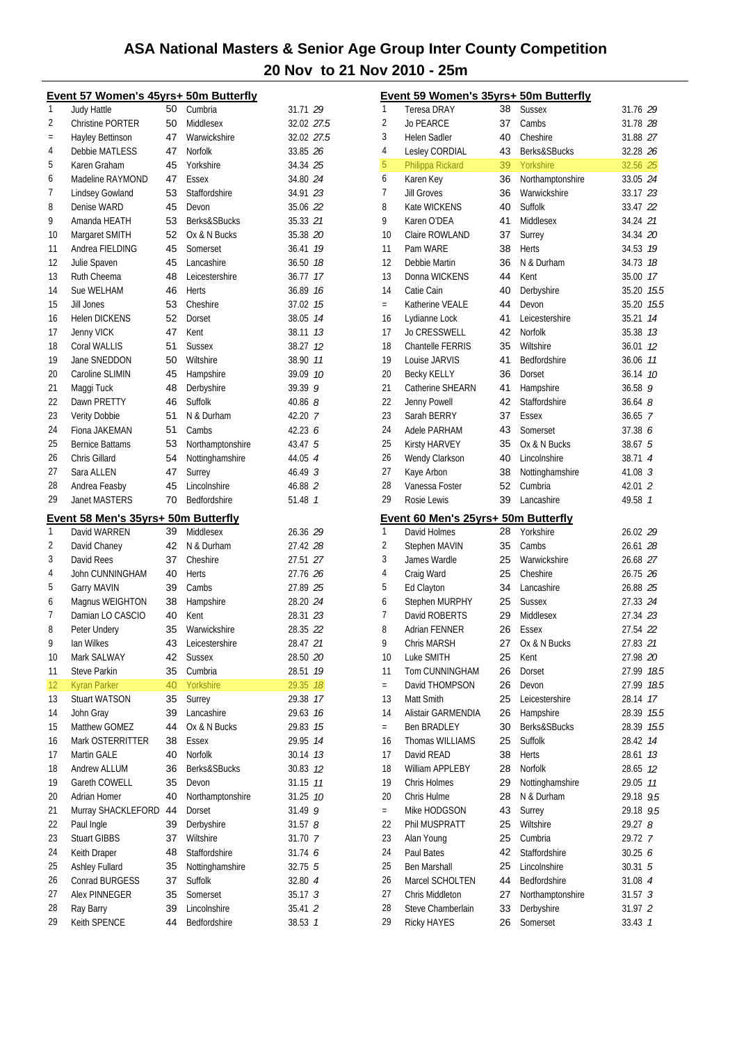# ASA National Masters & Senior Age Group Inter County Competition

## 20 Nov to 21 Nov 2010 - 25m

### Event 57 Women's 45yrs+ 50m Butterfly

| Place | Name | Age | County | Time | Points |
|---|---|---|---|---|---|
| 1 | Judy Hattle | 50 | Cumbria | 31.71 | 29 |
| 2 | Christine PORTER | 50 | Middlesex | 32.02 | 27.5 |
| = | Hayley Bettinson | 47 | Warwickshire | 32.02 | 27.5 |
| 4 | Debbie MATLESS | 47 | Norfolk | 33.85 | 26 |
| 5 | Karen Graham | 45 | Yorkshire | 34.34 | 25 |
| 6 | Madeline RAYMOND | 47 | Essex | 34.80 | 24 |
| 7 | Lindsey Gowland | 53 | Staffordshire | 34.91 | 23 |
| 8 | Denise WARD | 45 | Devon | 35.06 | 22 |
| 9 | Amanda HEATH | 53 | Berks&SBucks | 35.33 | 21 |
| 10 | Margaret SMITH | 52 | Ox & N Bucks | 35.38 | 20 |
| 11 | Andrea FIELDING | 45 | Somerset | 36.41 | 19 |
| 12 | Julie Spaven | 45 | Lancashire | 36.50 | 18 |
| 13 | Ruth Cheema | 48 | Leicestershire | 36.77 | 17 |
| 14 | Sue WELHAM | 46 | Herts | 36.89 | 16 |
| 15 | Jill Jones | 53 | Cheshire | 37.02 | 15 |
| 16 | Helen DICKENS | 52 | Dorset | 38.05 | 14 |
| 17 | Jenny VICK | 47 | Kent | 38.11 | 13 |
| 18 | Coral WALLIS | 51 | Sussex | 38.27 | 12 |
| 19 | Jane SNEDDON | 50 | Wiltshire | 38.90 | 11 |
| 20 | Caroline SLIMIN | 45 | Hampshire | 39.09 | 10 |
| 21 | Maggi Tuck | 48 | Derbyshire | 39.39 | 9 |
| 22 | Dawn PRETTY | 46 | Suffolk | 40.86 | 8 |
| 23 | Verity Dobbie | 51 | N & Durham | 42.20 | 7 |
| 24 | Fiona JAKEMAN | 51 | Cambs | 42.23 | 6 |
| 25 | Bernice Battams | 53 | Northamptonshire | 43.47 | 5 |
| 26 | Chris Gillard | 54 | Nottinghamshire | 44.05 | 4 |
| 27 | Sara ALLEN | 47 | Surrey | 46.49 | 3 |
| 28 | Andrea Feasby | 45 | Lincolnshire | 46.88 | 2 |
| 29 | Janet MASTERS | 70 | Bedfordshire | 51.48 | 1 |

### Event 58 Men's 35yrs+ 50m Butterfly

| Place | Name | Age | County | Time | Points |
|---|---|---|---|---|---|
| 1 | David WARREN | 39 | Middlesex | 26.36 | 29 |
| 2 | David Chaney | 42 | N & Durham | 27.42 | 28 |
| 3 | David Rees | 37 | Cheshire | 27.51 | 27 |
| 4 | John CUNNINGHAM | 40 | Herts | 27.76 | 26 |
| 5 | Garry MAVIN | 39 | Cambs | 27.89 | 25 |
| 6 | Magnus WEIGHTON | 38 | Hampshire | 28.20 | 24 |
| 7 | Damian LO CASCIO | 40 | Kent | 28.31 | 23 |
| 8 | Peter Undery | 35 | Warwickshire | 28.35 | 22 |
| 9 | Ian Wilkes | 43 | Leicestershire | 28.47 | 21 |
| 10 | Mark SALWAY | 42 | Sussex | 28.50 | 20 |
| 11 | Steve Parkin | 35 | Cumbria | 28.51 | 19 |
| 12 | Kyran Parker | 40 | Yorkshire | 29.35 | 18 |
| 13 | Stuart WATSON | 35 | Surrey | 29.38 | 17 |
| 14 | John Gray | 39 | Lancashire | 29.63 | 16 |
| 15 | Matthew GOMEZ | 44 | Ox & N Bucks | 29.83 | 15 |
| 16 | Mark OSTERRITTER | 38 | Essex | 29.95 | 14 |
| 17 | Martin GALE | 40 | Norfolk | 30.14 | 13 |
| 18 | Andrew ALLUM | 36 | Berks&SBucks | 30.83 | 12 |
| 19 | Gareth COWELL | 35 | Devon | 31.15 | 11 |
| 20 | Adrian Homer | 40 | Northamptonshire | 31.25 | 10 |
| 21 | Murray SHACKLEFORD | 44 | Dorset | 31.49 | 9 |
| 22 | Paul Ingle | 39 | Derbyshire | 31.57 | 8 |
| 23 | Stuart GIBBS | 37 | Wiltshire | 31.70 | 7 |
| 24 | Keith Draper | 48 | Staffordshire | 31.74 | 6 |
| 25 | Ashley Fullard | 35 | Nottinghamshire | 32.75 | 5 |
| 26 | Conrad BURGESS | 37 | Suffolk | 32.80 | 4 |
| 27 | Alex PINNEGER | 35 | Somerset | 35.17 | 3 |
| 28 | Ray Barry | 39 | Lincolnshire | 35.41 | 2 |
| 29 | Keith SPENCE | 44 | Bedfordshire | 38.53 | 1 |

### Event 59 Women's 35yrs+ 50m Butterfly

| Place | Name | Age | County | Time | Points |
|---|---|---|---|---|---|
| 1 | Teresa DRAY | 38 | Sussex | 31.76 | 29 |
| 2 | Jo PEARCE | 37 | Cambs | 31.78 | 28 |
| 3 | Helen Sadler | 40 | Cheshire | 31.88 | 27 |
| 4 | Lesley CORDIAL | 43 | Berks&SBucks | 32.28 | 26 |
| 5 | Philippa Rickard | 39 | Yorkshire | 32.56 | 25 |
| 6 | Karen Key | 36 | Northamptonshire | 33.05 | 24 |
| 7 | Jill Groves | 36 | Warwickshire | 33.17 | 23 |
| 8 | Kate WICKENS | 40 | Suffolk | 33.47 | 22 |
| 9 | Karen O'DEA | 41 | Middlesex | 34.24 | 21 |
| 10 | Claire ROWLAND | 37 | Surrey | 34.34 | 20 |
| 11 | Pam WARE | 38 | Herts | 34.53 | 19 |
| 12 | Debbie Martin | 36 | N & Durham | 34.73 | 18 |
| 13 | Donna WICKENS | 44 | Kent | 35.00 | 17 |
| 14 | Catie Cain | 40 | Derbyshire | 35.20 | 15.5 |
| = | Katherine VEALE | 44 | Devon | 35.20 | 15.5 |
| 16 | Lydianne Lock | 41 | Leicestershire | 35.21 | 14 |
| 17 | Jo CRESSWELL | 42 | Norfolk | 35.38 | 13 |
| 18 | Chantelle FERRIS | 35 | Wiltshire | 36.01 | 12 |
| 19 | Louise JARVIS | 41 | Bedfordshire | 36.06 | 11 |
| 20 | Becky KELLY | 36 | Dorset | 36.14 | 10 |
| 21 | Catherine SHEARN | 41 | Hampshire | 36.58 | 9 |
| 22 | Jenny Powell | 42 | Staffordshire | 36.64 | 8 |
| 23 | Sarah BERRY | 37 | Essex | 36.65 | 7 |
| 24 | Adele PARHAM | 43 | Somerset | 37.38 | 6 |
| 25 | Kirsty HARVEY | 35 | Ox & N Bucks | 38.67 | 5 |
| 26 | Wendy Clarkson | 40 | Lincolnshire | 38.71 | 4 |
| 27 | Kaye Arbon | 38 | Nottinghamshire | 41.08 | 3 |
| 28 | Vanessa Foster | 52 | Cumbria | 42.01 | 2 |
| 29 | Rosie Lewis | 39 | Lancashire | 49.58 | 1 |

### Event 60 Men's 25yrs+ 50m Butterfly

| Place | Name | Age | County | Time | Points |
|---|---|---|---|---|---|
| 1 | David Holmes | 28 | Yorkshire | 26.02 | 29 |
| 2 | Stephen MAVIN | 35 | Cambs | 26.61 | 28 |
| 3 | James Wardle | 25 | Warwickshire | 26.68 | 27 |
| 4 | Craig Ward | 25 | Cheshire | 26.75 | 26 |
| 5 | Ed Clayton | 34 | Lancashire | 26.88 | 25 |
| 6 | Stephen MURPHY | 25 | Sussex | 27.33 | 24 |
| 7 | David ROBERTS | 29 | Middlesex | 27.34 | 23 |
| 8 | Adrian FENNER | 26 | Essex | 27.54 | 22 |
| 9 | Chris MARSH | 27 | Ox & N Bucks | 27.83 | 21 |
| 10 | Luke SMITH | 25 | Kent | 27.98 | 20 |
| 11 | Tom CUNNINGHAM | 26 | Dorset | 27.99 | 18.5 |
| = | David THOMPSON | 26 | Devon | 27.99 | 18.5 |
| 13 | Matt Smith | 25 | Leicestershire | 28.14 | 17 |
| 14 | Alistair GARMENDIA | 26 | Hampshire | 28.39 | 15.5 |
| = | Ben BRADLEY | 30 | Berks&SBucks | 28.39 | 15.5 |
| 16 | Thomas WILLIAMS | 25 | Suffolk | 28.42 | 14 |
| 17 | David READ | 38 | Herts | 28.61 | 13 |
| 18 | William APPLEBY | 28 | Norfolk | 28.65 | 12 |
| 19 | Chris Holmes | 29 | Nottinghamshire | 29.05 | 11 |
| 20 | Chris Hulme | 28 | N & Durham | 29.18 | 9.5 |
| = | Mike HODGSON | 43 | Surrey | 29.18 | 9.5 |
| 22 | Phil MUSPRATT | 25 | Wiltshire | 29.27 | 8 |
| 23 | Alan Young | 25 | Cumbria | 29.72 | 7 |
| 24 | Paul Bates | 42 | Staffordshire | 30.25 | 6 |
| 25 | Ben Marshall | 25 | Lincolnshire | 30.31 | 5 |
| 26 | Marcel SCHOLTEN | 44 | Bedfordshire | 31.08 | 4 |
| 27 | Chris Middleton | 27 | Northamptonshire | 31.57 | 3 |
| 28 | Steve Chamberlain | 33 | Derbyshire | 31.97 | 2 |
| 29 | Ricky HAYES | 26 | Somerset | 33.43 | 1 |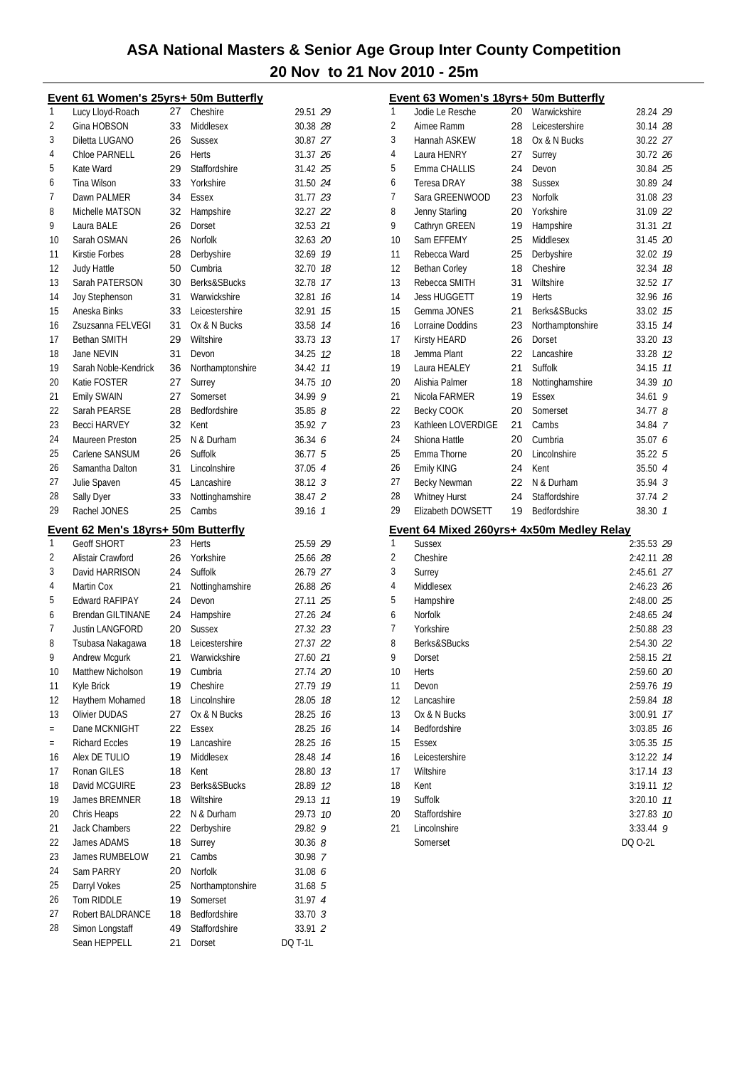# ASA National Masters & Senior Age Group Inter County Competition

## 20 Nov to 21 Nov 2010 - 25m

### Event 61 Women's 25yrs+ 50m Butterfly

| Place | Name | Age | County | Time | Points |
|---|---|---|---|---|---|
| 1 | Lucy Lloyd-Roach | 27 | Cheshire | 29.51 | 29 |
| 2 | Gina HOBSON | 33 | Middlesex | 30.38 | 28 |
| 3 | Diletta LUGANO | 26 | Sussex | 30.87 | 27 |
| 4 | Chloe PARNELL | 26 | Herts | 31.37 | 26 |
| 5 | Kate Ward | 29 | Staffordshire | 31.42 | 25 |
| 6 | Tina Wilson | 33 | Yorkshire | 31.50 | 24 |
| 7 | Dawn PALMER | 34 | Essex | 31.77 | 23 |
| 8 | Michelle MATSON | 32 | Hampshire | 32.27 | 22 |
| 9 | Laura BALE | 26 | Dorset | 32.53 | 21 |
| 10 | Sarah OSMAN | 26 | Norfolk | 32.63 | 20 |
| 11 | Kirstie Forbes | 28 | Derbyshire | 32.69 | 19 |
| 12 | Judy Hattle | 50 | Cumbria | 32.70 | 18 |
| 13 | Sarah PATERSON | 30 | Berks&SBucks | 32.78 | 17 |
| 14 | Joy Stephenson | 31 | Warwickshire | 32.81 | 16 |
| 15 | Aneska Binks | 33 | Leicestershire | 32.91 | 15 |
| 16 | Zsuzsanna FELVEGI | 31 | Ox & N Bucks | 33.58 | 14 |
| 17 | Bethan SMITH | 29 | Wiltshire | 33.73 | 13 |
| 18 | Jane NEVIN | 31 | Devon | 34.25 | 12 |
| 19 | Sarah Noble-Kendrick | 36 | Northamptonshire | 34.42 | 11 |
| 20 | Katie FOSTER | 27 | Surrey | 34.75 | 10 |
| 21 | Emily SWAIN | 27 | Somerset | 34.99 | 9 |
| 22 | Sarah PEARSE | 28 | Bedfordshire | 35.85 | 8 |
| 23 | Becci HARVEY | 32 | Kent | 35.92 | 7 |
| 24 | Maureen Preston | 25 | N & Durham | 36.34 | 6 |
| 25 | Carlene SANSUM | 26 | Suffolk | 36.77 | 5 |
| 26 | Samantha Dalton | 31 | Lincolnshire | 37.05 | 4 |
| 27 | Julie Spaven | 45 | Lancashire | 38.12 | 3 |
| 28 | Sally Dyer | 33 | Nottinghamshire | 38.47 | 2 |
| 29 | Rachel JONES | 25 | Cambs | 39.16 | 1 |

### Event 62 Men's 18yrs+ 50m Butterfly

| Place | Name | Age | County | Time | Points |
|---|---|---|---|---|---|
| 1 | Geoff SHORT | 23 | Herts | 25.59 | 29 |
| 2 | Alistair Crawford | 26 | Yorkshire | 25.66 | 28 |
| 3 | David HARRISON | 24 | Suffolk | 26.79 | 27 |
| 4 | Martin Cox | 21 | Nottinghamshire | 26.88 | 26 |
| 5 | Edward RAFIPAY | 24 | Devon | 27.11 | 25 |
| 6 | Brendan GILTINANE | 24 | Hampshire | 27.26 | 24 |
| 7 | Justin LANGFORD | 20 | Sussex | 27.32 | 23 |
| 8 | Tsubasa Nakagawa | 18 | Leicestershire | 27.37 | 22 |
| 9 | Andrew Mcgurk | 21 | Warwickshire | 27.60 | 21 |
| 10 | Matthew Nicholson | 19 | Cumbria | 27.74 | 20 |
| 11 | Kyle Brick | 19 | Cheshire | 27.79 | 19 |
| 12 | Haythem Mohamed | 18 | Lincolnshire | 28.05 | 18 |
| 13 | Olivier DUDAS | 27 | Ox & N Bucks | 28.25 | 16 |
| = | Dane MCKNIGHT | 22 | Essex | 28.25 | 16 |
| = | Richard Eccles | 19 | Lancashire | 28.25 | 16 |
| 16 | Alex DE TULIO | 19 | Middlesex | 28.48 | 14 |
| 17 | Ronan GILES | 18 | Kent | 28.80 | 13 |
| 18 | David MCGUIRE | 23 | Berks&SBucks | 28.89 | 12 |
| 19 | James BREMNER | 18 | Wiltshire | 29.13 | 11 |
| 20 | Chris Heaps | 22 | N & Durham | 29.73 | 10 |
| 21 | Jack Chambers | 22 | Derbyshire | 29.82 | 9 |
| 22 | James ADAMS | 18 | Surrey | 30.36 | 8 |
| 23 | James RUMBELOW | 21 | Cambs | 30.98 | 7 |
| 24 | Sam PARRY | 20 | Norfolk | 31.08 | 6 |
| 25 | Darryl Vokes | 25 | Northamptonshire | 31.68 | 5 |
| 26 | Tom RIDDLE | 19 | Somerset | 31.97 | 4 |
| 27 | Robert BALDRANCE | 18 | Bedfordshire | 33.70 | 3 |
| 28 | Simon Longstaff | 49 | Staffordshire | 33.91 | 2 |
| | Sean HEPPELL | 21 | Dorset | DQ T-1L | |

### Event 63 Women's 18yrs+ 50m Butterfly

| Place | Name | Age | County | Time | Points |
|---|---|---|---|---|---|
| 1 | Jodie Le Resche | 20 | Warwickshire | 28.24 | 29 |
| 2 | Aimee Ramm | 28 | Leicestershire | 30.14 | 28 |
| 3 | Hannah ASKEW | 18 | Ox & N Bucks | 30.22 | 27 |
| 4 | Laura HENRY | 27 | Surrey | 30.72 | 26 |
| 5 | Emma CHALLIS | 24 | Devon | 30.84 | 25 |
| 6 | Teresa DRAY | 38 | Sussex | 30.89 | 24 |
| 7 | Sara GREENWOOD | 23 | Norfolk | 31.08 | 23 |
| 8 | Jenny Starling | 20 | Yorkshire | 31.09 | 22 |
| 9 | Cathryn GREEN | 19 | Hampshire | 31.31 | 21 |
| 10 | Sam EFFEMY | 25 | Middlesex | 31.45 | 20 |
| 11 | Rebecca Ward | 25 | Derbyshire | 32.02 | 19 |
| 12 | Bethan Corley | 18 | Cheshire | 32.34 | 18 |
| 13 | Rebecca SMITH | 31 | Wiltshire | 32.52 | 17 |
| 14 | Jess HUGGETT | 19 | Herts | 32.96 | 16 |
| 15 | Gemma JONES | 21 | Berks&SBucks | 33.02 | 15 |
| 16 | Lorraine Doddins | 23 | Northamptonshire | 33.15 | 14 |
| 17 | Kirsty HEARD | 26 | Dorset | 33.20 | 13 |
| 18 | Jemma Plant | 22 | Lancashire | 33.28 | 12 |
| 19 | Laura HEALEY | 21 | Suffolk | 34.15 | 11 |
| 20 | Alishia Palmer | 18 | Nottinghamshire | 34.39 | 10 |
| 21 | Nicola FARMER | 19 | Essex | 34.61 | 9 |
| 22 | Becky COOK | 20 | Somerset | 34.77 | 8 |
| 23 | Kathleen LOVERIDGE | 21 | Cambs | 34.84 | 7 |
| 24 | Shiona Hattle | 20 | Cumbria | 35.07 | 6 |
| 25 | Emma Thorne | 20 | Lincolnshire | 35.22 | 5 |
| 26 | Emily KING | 24 | Kent | 35.50 | 4 |
| 27 | Becky Newman | 22 | N & Durham | 35.94 | 3 |
| 28 | Whitney Hurst | 24 | Staffordshire | 37.74 | 2 |
| 29 | Elizabeth DOWSETT | 19 | Bedfordshire | 38.30 | 1 |

### Event 64 Mixed 260yrs+ 4x50m Medley Relay

| Place | County | Time | Points |
|---|---|---|---|
| 1 | Sussex | 2:35.53 | 29 |
| 2 | Cheshire | 2:42.11 | 28 |
| 3 | Surrey | 2:45.61 | 27 |
| 4 | Middlesex | 2:46.23 | 26 |
| 5 | Hampshire | 2:48.00 | 25 |
| 6 | Norfolk | 2:48.65 | 24 |
| 7 | Yorkshire | 2:50.88 | 23 |
| 8 | Berks&SBucks | 2:54.30 | 22 |
| 9 | Dorset | 2:58.15 | 21 |
| 10 | Herts | 2:59.60 | 20 |
| 11 | Devon | 2:59.76 | 19 |
| 12 | Lancashire | 2:59.84 | 18 |
| 13 | Ox & N Bucks | 3:00.91 | 17 |
| 14 | Bedfordshire | 3:03.85 | 16 |
| 15 | Essex | 3:05.35 | 15 |
| 16 | Leicestershire | 3:12.22 | 14 |
| 17 | Wiltshire | 3:17.14 | 13 |
| 18 | Kent | 3:19.11 | 12 |
| 19 | Suffolk | 3:20.10 | 11 |
| 20 | Staffordshire | 3:27.83 | 10 |
| 21 | Lincolnshire | 3:33.44 | 9 |
| | Somerset | DQ O-2L | |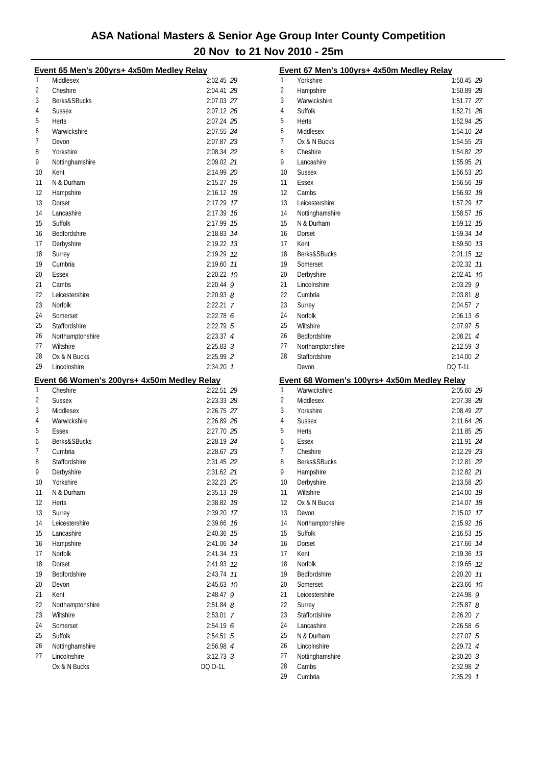# ASA National Masters & Senior Age Group Inter County Competition

## 20 Nov to 21 Nov 2010 - 25m

### Event 65 Men's 200yrs+ 4x50m Medley Relay

| | | | |
|---|---|---|---|
| 1 | Middlesex | 2:02.45 | 29 |
| 2 | Cheshire | 2:04.41 | 28 |
| 3 | Berks&SBucks | 2:07.03 | 27 |
| 4 | Sussex | 2:07.12 | 26 |
| 5 | Herts | 2:07.24 | 25 |
| 6 | Warwickshire | 2:07.55 | 24 |
| 7 | Devon | 2:07.87 | 23 |
| 8 | Yorkshire | 2:08.34 | 22 |
| 9 | Nottinghamshire | 2:09.02 | 21 |
| 10 | Kent | 2:14.99 | 20 |
| 11 | N & Durham | 2:15.27 | 19 |
| 12 | Hampshire | 2:16.12 | 18 |
| 13 | Dorset | 2:17.29 | 17 |
| 14 | Lancashire | 2:17.39 | 16 |
| 15 | Suffolk | 2:17.99 | 15 |
| 16 | Bedfordshire | 2:18.83 | 14 |
| 17 | Derbyshire | 2:19.22 | 13 |
| 18 | Surrey | 2:19.29 | 12 |
| 19 | Cumbria | 2:19.60 | 11 |
| 20 | Essex | 2:20.22 | 10 |
| 21 | Cambs | 2:20.44 | 9 |
| 22 | Leicestershire | 2:20.93 | 8 |
| 23 | Norfolk | 2:22.21 | 7 |
| 24 | Somerset | 2:22.78 | 6 |
| 25 | Staffordshire | 2:22.79 | 5 |
| 26 | Northamptonshire | 2:23.37 | 4 |
| 27 | Wiltshire | 2:25.83 | 3 |
| 28 | Ox & N Bucks | 2:25.99 | 2 |
| 29 | Lincolnshire | 2:34.20 | 1 |

### Event 66 Women's 200yrs+ 4x50m Medley Relay

| | | | |
|---|---|---|---|
| 1 | Cheshire | 2:22.51 | 29 |
| 2 | Sussex | 2:23.33 | 28 |
| 3 | Middlesex | 2:26.75 | 27 |
| 4 | Warwickshire | 2:26.89 | 26 |
| 5 | Essex | 2:27.70 | 25 |
| 6 | Berks&SBucks | 2:28.19 | 24 |
| 7 | Cumbria | 2:28.67 | 23 |
| 8 | Staffordshire | 2:31.45 | 22 |
| 9 | Derbyshire | 2:31.62 | 21 |
| 10 | Yorkshire | 2:32.23 | 20 |
| 11 | N & Durham | 2:35.13 | 19 |
| 12 | Herts | 2:38.82 | 18 |
| 13 | Surrey | 2:39.20 | 17 |
| 14 | Leicestershire | 2:39.66 | 16 |
| 15 | Lancashire | 2:40.36 | 15 |
| 16 | Hampshire | 2:41.06 | 14 |
| 17 | Norfolk | 2:41.34 | 13 |
| 18 | Dorset | 2:41.93 | 12 |
| 19 | Bedfordshire | 2:43.74 | 11 |
| 20 | Devon | 2:45.63 | 10 |
| 21 | Kent | 2:48.47 | 9 |
| 22 | Northamptonshire | 2:51.84 | 8 |
| 23 | Wiltshire | 2:53.01 | 7 |
| 24 | Somerset | 2:54.19 | 6 |
| 25 | Suffolk | 2:54.51 | 5 |
| 26 | Nottinghamshire | 2:56.98 | 4 |
| 27 | Lincolnshire | 3:12.73 | 3 |
| | Ox & N Bucks | DQ O-1L | |

### Event 67 Men's 100yrs+ 4x50m Medley Relay

| | | | |
|---|---|---|---|
| 1 | Yorkshire | 1:50.45 | 29 |
| 2 | Hampshire | 1:50.89 | 28 |
| 3 | Warwickshire | 1:51.77 | 27 |
| 4 | Suffolk | 1:52.71 | 26 |
| 5 | Herts | 1:52.94 | 25 |
| 6 | Middlesex | 1:54.10 | 24 |
| 7 | Ox & N Bucks | 1:54.55 | 23 |
| 8 | Cheshire | 1:54.82 | 22 |
| 9 | Lancashire | 1:55.95 | 21 |
| 10 | Sussex | 1:56.53 | 20 |
| 11 | Essex | 1:56.56 | 19 |
| 12 | Cambs | 1:56.92 | 18 |
| 13 | Leicestershire | 1:57.29 | 17 |
| 14 | Nottinghamshire | 1:58.57 | 16 |
| 15 | N & Durham | 1:59.12 | 15 |
| 16 | Dorset | 1:59.34 | 14 |
| 17 | Kent | 1:59.50 | 13 |
| 18 | Berks&SBucks | 2:01.15 | 12 |
| 19 | Somerset | 2:02.32 | 11 |
| 20 | Derbyshire | 2:02.41 | 10 |
| 21 | Lincolnshire | 2:03.29 | 9 |
| 22 | Cumbria | 2:03.81 | 8 |
| 23 | Surrey | 2:04.57 | 7 |
| 24 | Norfolk | 2:06.13 | 6 |
| 25 | Wiltshire | 2:07.97 | 5 |
| 26 | Bedfordshire | 2:08.21 | 4 |
| 27 | Northamptonshire | 2:12.59 | 3 |
| 28 | Staffordshire | 2:14.00 | 2 |
| | Devon | DQ T-1L | |

### Event 68 Women's 100yrs+ 4x50m Medley Relay

| | | | |
|---|---|---|---|
| 1 | Warwickshire | 2:05.60 | 29 |
| 2 | Middlesex | 2:07.38 | 28 |
| 3 | Yorkshire | 2:08.49 | 27 |
| 4 | Sussex | 2:11.64 | 26 |
| 5 | Herts | 2:11.85 | 25 |
| 6 | Essex | 2:11.91 | 24 |
| 7 | Cheshire | 2:12.29 | 23 |
| 8 | Berks&SBucks | 2:12.81 | 22 |
| 9 | Hampshire | 2:12.82 | 21 |
| 10 | Derbyshire | 2:13.58 | 20 |
| 11 | Wiltshire | 2:14.00 | 19 |
| 12 | Ox & N Bucks | 2:14.07 | 18 |
| 13 | Devon | 2:15.02 | 17 |
| 14 | Northamptonshire | 2:15.92 | 16 |
| 15 | Suffolk | 2:16.53 | 15 |
| 16 | Dorset | 2:17.66 | 14 |
| 17 | Kent | 2:19.36 | 13 |
| 18 | Norfolk | 2:19.65 | 12 |
| 19 | Bedfordshire | 2:20.20 | 11 |
| 20 | Somerset | 2:23.66 | 10 |
| 21 | Leicestershire | 2:24.98 | 9 |
| 22 | Surrey | 2:25.87 | 8 |
| 23 | Staffordshire | 2:26.20 | 7 |
| 24 | Lancashire | 2:26.58 | 6 |
| 25 | N & Durham | 2:27.07 | 5 |
| 26 | Lincolnshire | 2:29.72 | 4 |
| 27 | Nottinghamshire | 2:30.20 | 3 |
| 28 | Cambs | 2:32.98 | 2 |
| 29 | Cumbria | 2:35.29 | 1 |